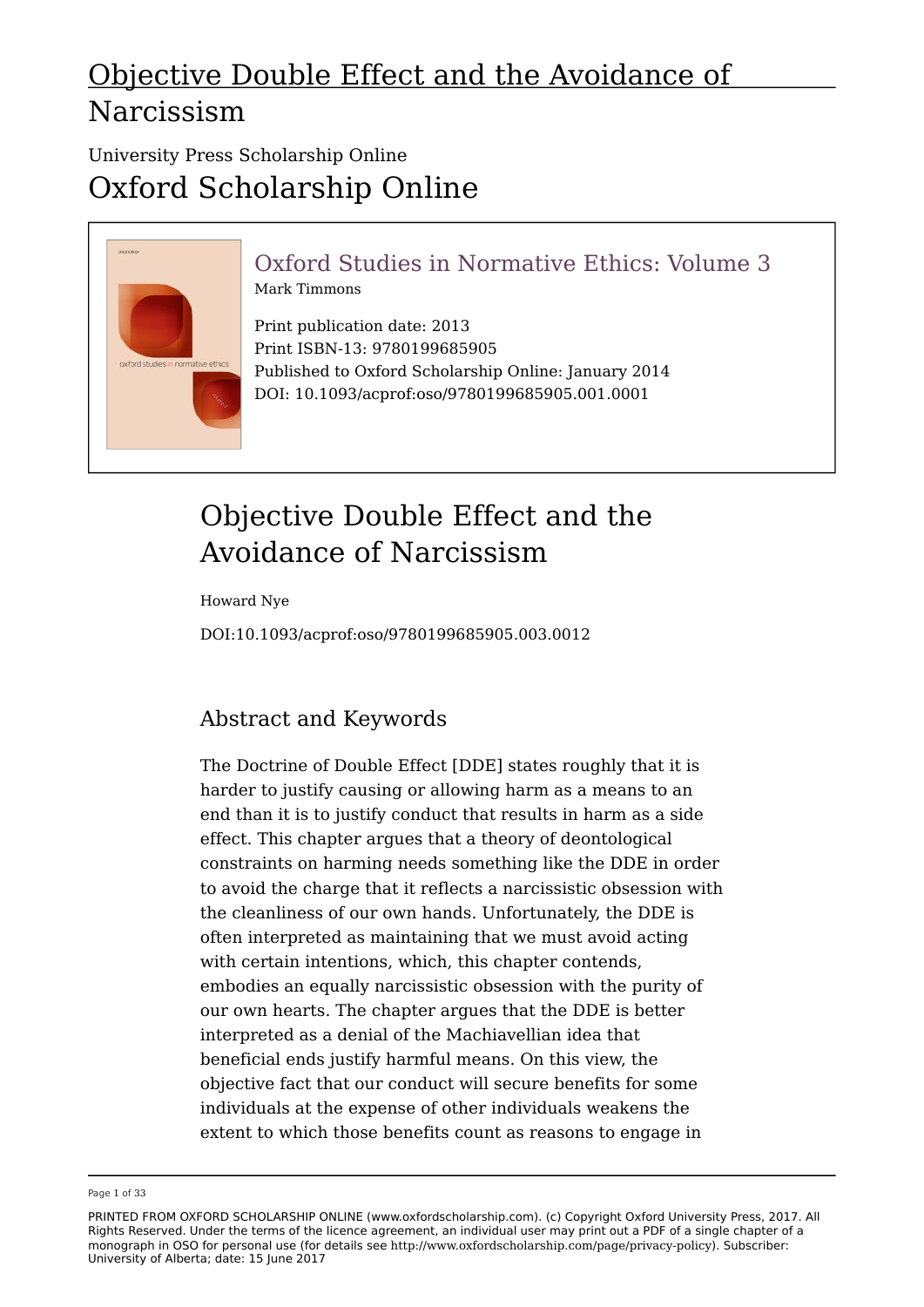# Objective Double Effect and the Avoidance of Narcissism

University Press Scholarship Online

Oxford Scholarship Online

Oxford Studies in Normative Ethics: Volume 3
Mark Timmons

Print publication date: 2013
Print ISBN-13: 9780199685905
Published to Oxford Scholarship Online: January 2014
DOI: 10.1093/acprof:oso/9780199685905.001.0001

## Objective Double Effect and the Avoidance of Narcissism

Howard Nye

DOI:10.1093/acprof:oso/9780199685905.003.0012

### Abstract and Keywords

The Doctrine of Double Effect [DDE] states roughly that it is harder to justify causing or allowing harm as a means to an end than it is to justify conduct that results in harm as a side effect. This chapter argues that a theory of deontological constraints on harming needs something like the DDE in order to avoid the charge that it reflects a narcissistic obsession with the cleanliness of our own hands. Unfortunately, the DDE is often interpreted as maintaining that we must avoid acting with certain intentions, which, this chapter contends, embodies an equally narcissistic obsession with the purity of our own hearts. The chapter argues that the DDE is better interpreted as a denial of the Machiavellian idea that beneficial ends justify harmful means. On this view, the objective fact that our conduct will secure benefits for some individuals at the expense of other individuals weakens the extent to which those benefits count as reasons to engage in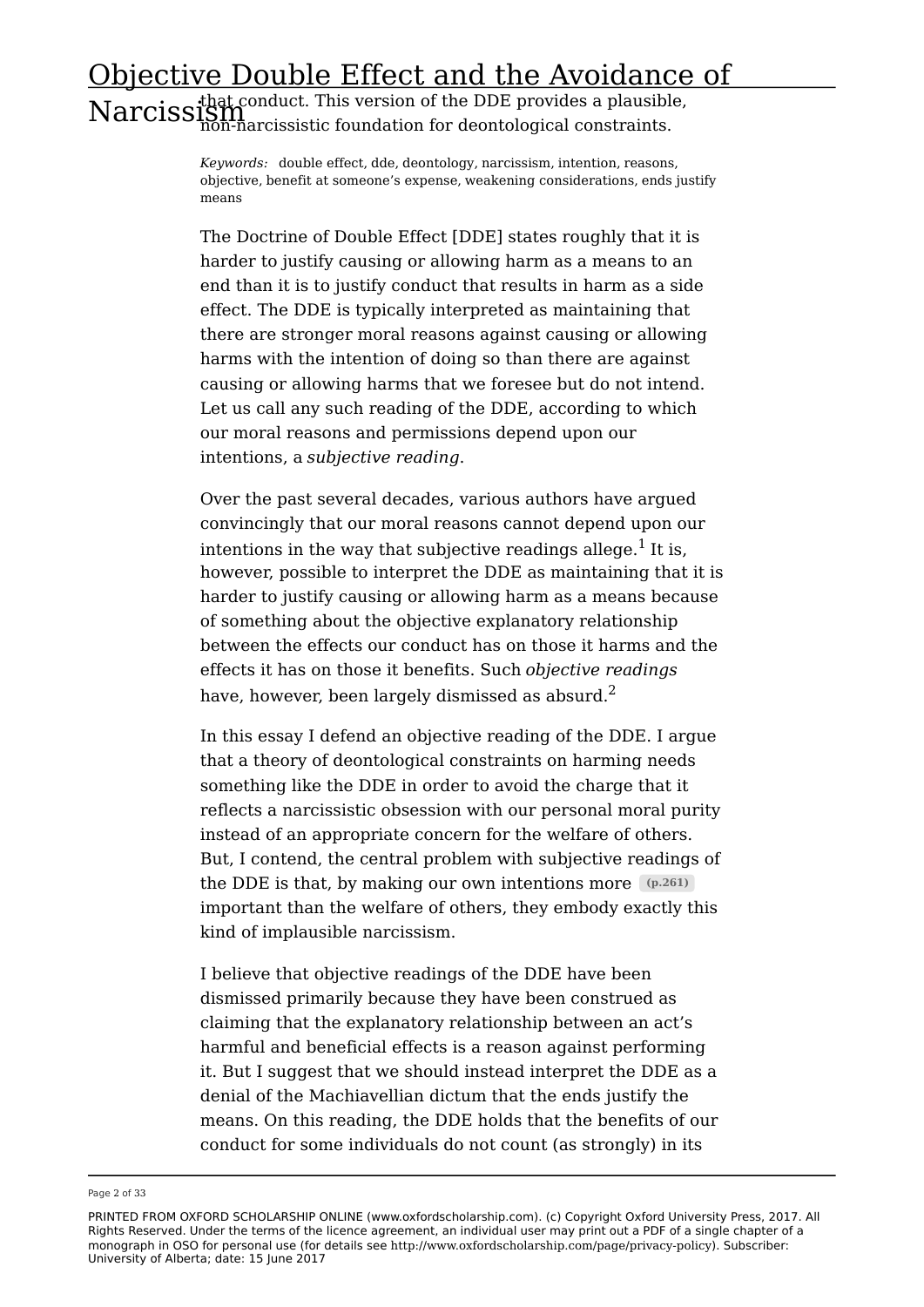that conduct. This version of the DDE provides a plausible, non-narcissistic foundation for deontological constraints.

*Keywords:* double effect, dde, deontology, narcissism, intention, reasons, objective, benefit at someone's expense, weakening considerations, ends justify means

The Doctrine of Double Effect [DDE] states roughly that it is harder to justify causing or allowing harm as a means to an end than it is to justify conduct that results in harm as a side effect. The DDE is typically interpreted as maintaining that there are stronger moral reasons against causing or allowing harms with the intention of doing so than there are against causing or allowing harms that we foresee but do not intend. Let us call any such reading of the DDE, according to which our moral reasons and permissions depend upon our intentions, a *subjective reading*.

Over the past several decades, various authors have argued convincingly that our moral reasons cannot depend upon our intentions in the way that subjective readings allege.[1] It is, however, possible to interpret the DDE as maintaining that it is harder to justify causing or allowing harm as a means because of something about the objective explanatory relationship between the effects our conduct has on those it harms and the effects it has on those it benefits. Such *objective readings* have, however, been largely dismissed as absurd.[2]

In this essay I defend an objective reading of the DDE. I argue that a theory of deontological constraints on harming needs something like the DDE in order to avoid the charge that it reflects a narcissistic obsession with our personal moral purity instead of an appropriate concern for the welfare of others. But, I contend, the central problem with subjective readings of the DDE is that, by making our own intentions more (p.261) important than the welfare of others, they embody exactly this kind of implausible narcissism.

I believe that objective readings of the DDE have been dismissed primarily because they have been construed as claiming that the explanatory relationship between an act's harmful and beneficial effects is a reason against performing it. But I suggest that we should instead interpret the DDE as a denial of the Machiavellian dictum that the ends justify the means. On this reading, the DDE holds that the benefits of our conduct for some individuals do not count (as strongly) in its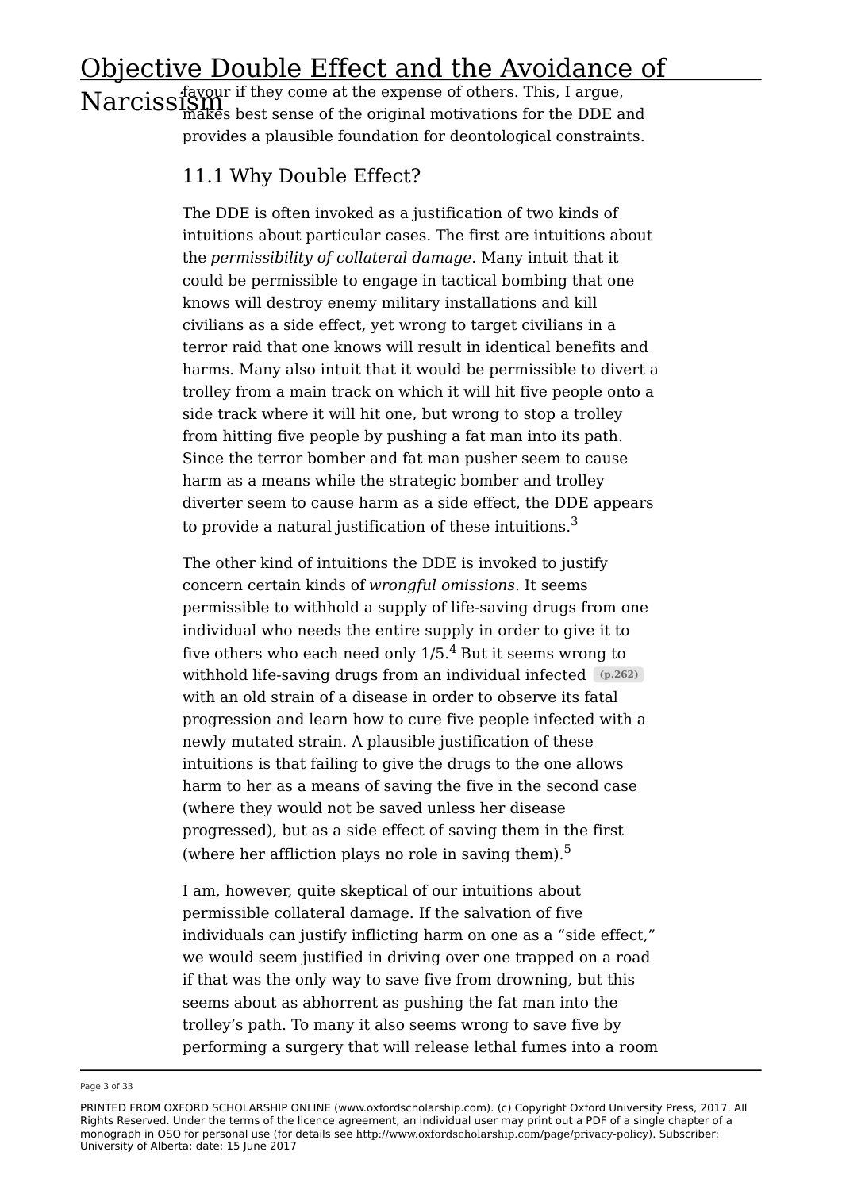favour if they come at the expense of others. This, I argue, makes best sense of the original motivations for the DDE and provides a plausible foundation for deontological constraints.

## 11.1 Why Double Effect?

The DDE is often invoked as a justification of two kinds of intuitions about particular cases. The first are intuitions about the *permissibility of collateral damage*. Many intuit that it could be permissible to engage in tactical bombing that one knows will destroy enemy military installations and kill civilians as a side effect, yet wrong to target civilians in a terror raid that one knows will result in identical benefits and harms. Many also intuit that it would be permissible to divert a trolley from a main track on which it will hit five people onto a side track where it will hit one, but wrong to stop a trolley from hitting five people by pushing a fat man into its path. Since the terror bomber and fat man pusher seem to cause harm as a means while the strategic bomber and trolley diverter seem to cause harm as a side effect, the DDE appears to provide a natural justification of these intuitions.[3]

The other kind of intuitions the DDE is invoked to justify concern certain kinds of *wrongful omissions*. It seems permissible to withhold a supply of life-saving drugs from one individual who needs the entire supply in order to give it to five others who each need only 1/5.[4] But it seems wrong to withhold life-saving drugs from an individual infected (p.262) with an old strain of a disease in order to observe its fatal progression and learn how to cure five people infected with a newly mutated strain. A plausible justification of these intuitions is that failing to give the drugs to the one allows harm to her as a means of saving the five in the second case (where they would not be saved unless her disease progressed), but as a side effect of saving them in the first (where her affliction plays no role in saving them).[5]

I am, however, quite skeptical of our intuitions about permissible collateral damage. If the salvation of five individuals can justify inflicting harm on one as a "side effect," we would seem justified in driving over one trapped on a road if that was the only way to save five from drowning, but this seems about as abhorrent as pushing the fat man into the trolley's path. To many it also seems wrong to save five by performing a surgery that will release lethal fumes into a room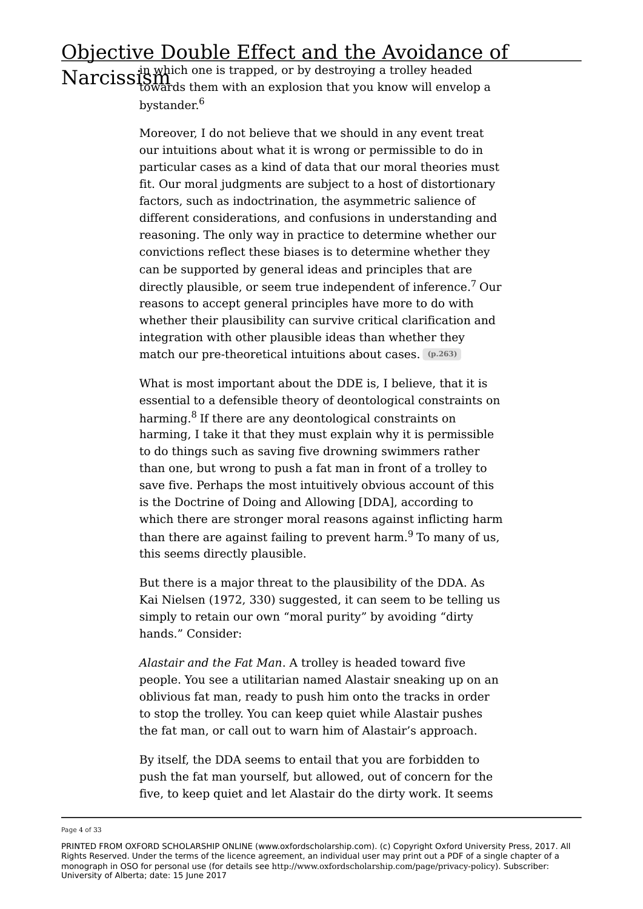in which one is trapped, or by destroying a trolley headed towards them with an explosion that you know will envelop a bystander.[6]

Moreover, I do not believe that we should in any event treat our intuitions about what it is wrong or permissible to do in particular cases as a kind of data that our moral theories must fit. Our moral judgments are subject to a host of distortionary factors, such as indoctrination, the asymmetric salience of different considerations, and confusions in understanding and reasoning. The only way in practice to determine whether our convictions reflect these biases is to determine whether they can be supported by general ideas and principles that are directly plausible, or seem true independent of inference.[7] Our reasons to accept general principles have more to do with whether their plausibility can survive critical clarification and integration with other plausible ideas than whether they match our pre-theoretical intuitions about cases. **(p.263)**

What is most important about the DDE is, I believe, that it is essential to a defensible theory of deontological constraints on harming.[8] If there are any deontological constraints on harming, I take it that they must explain why it is permissible to do things such as saving five drowning swimmers rather than one, but wrong to push a fat man in front of a trolley to save five. Perhaps the most intuitively obvious account of this is the Doctrine of Doing and Allowing [DDA], according to which there are stronger moral reasons against inflicting harm than there are against failing to prevent harm.[9] To many of us, this seems directly plausible.

But there is a major threat to the plausibility of the DDA. As Kai Nielsen (1972, 330) suggested, it can seem to be telling us simply to retain our own "moral purity" by avoiding "dirty hands." Consider:

*Alastair and the Fat Man*. A trolley is headed toward five people. You see a utilitarian named Alastair sneaking up on an oblivious fat man, ready to push him onto the tracks in order to stop the trolley. You can keep quiet while Alastair pushes the fat man, or call out to warn him of Alastair's approach.

By itself, the DDA seems to entail that you are forbidden to push the fat man yourself, but allowed, out of concern for the five, to keep quiet and let Alastair do the dirty work. It seems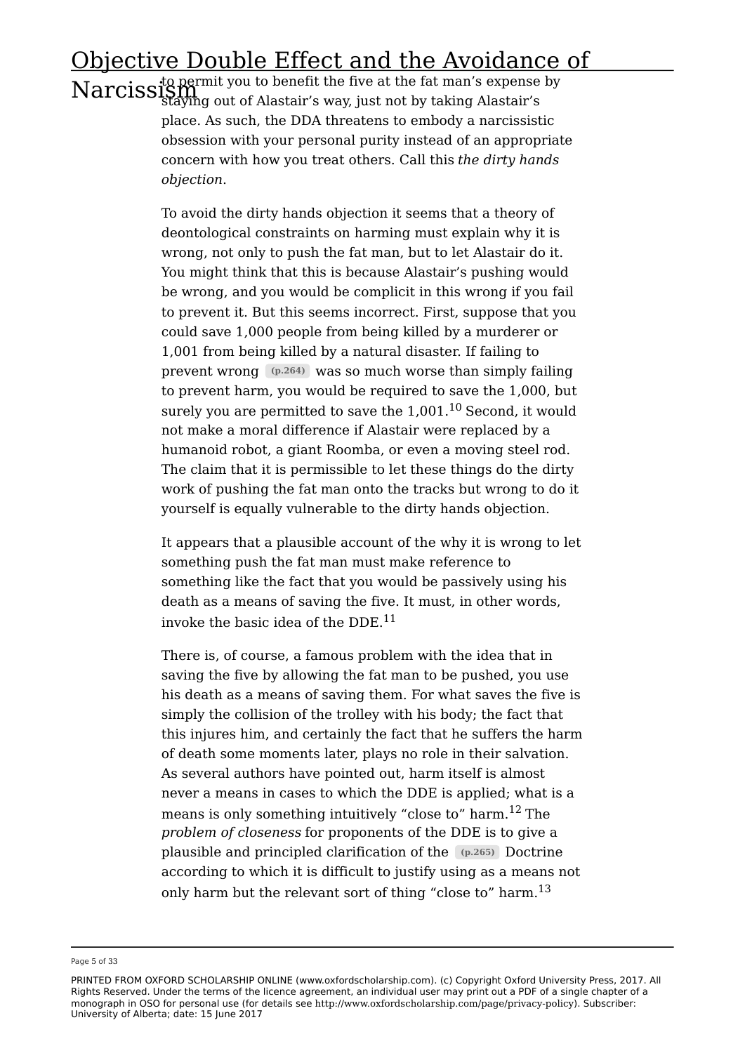to permit you to benefit the five at the fat man's expense by staying out of Alastair's way, just not by taking Alastair's place. As such, the DDA threatens to embody a narcissistic obsession with your personal purity instead of an appropriate concern with how you treat others. Call this *the dirty hands objection*.

To avoid the dirty hands objection it seems that a theory of deontological constraints on harming must explain why it is wrong, not only to push the fat man, but to let Alastair do it. You might think that this is because Alastair's pushing would be wrong, and you would be complicit in this wrong if you fail to prevent it. But this seems incorrect. First, suppose that you could save 1,000 people from being killed by a murderer or 1,001 from being killed by a natural disaster. If failing to prevent wrong (p.264) was so much worse than simply failing to prevent harm, you would be required to save the 1,000, but surely you are permitted to save the 1,001.[10] Second, it would not make a moral difference if Alastair were replaced by a humanoid robot, a giant Roomba, or even a moving steel rod. The claim that it is permissible to let these things do the dirty work of pushing the fat man onto the tracks but wrong to do it yourself is equally vulnerable to the dirty hands objection.

It appears that a plausible account of the why it is wrong to let something push the fat man must make reference to something like the fact that you would be passively using his death as a means of saving the five. It must, in other words, invoke the basic idea of the DDE.[11]

There is, of course, a famous problem with the idea that in saving the five by allowing the fat man to be pushed, you use his death as a means of saving them. For what saves the five is simply the collision of the trolley with his body; the fact that this injures him, and certainly the fact that he suffers the harm of death some moments later, plays no role in their salvation. As several authors have pointed out, harm itself is almost never a means in cases to which the DDE is applied; what is a means is only something intuitively "close to" harm.[12] The *problem of closeness* for proponents of the DDE is to give a plausible and principled clarification of the (p.265) Doctrine according to which it is difficult to justify using as a means not only harm but the relevant sort of thing "close to" harm.[13]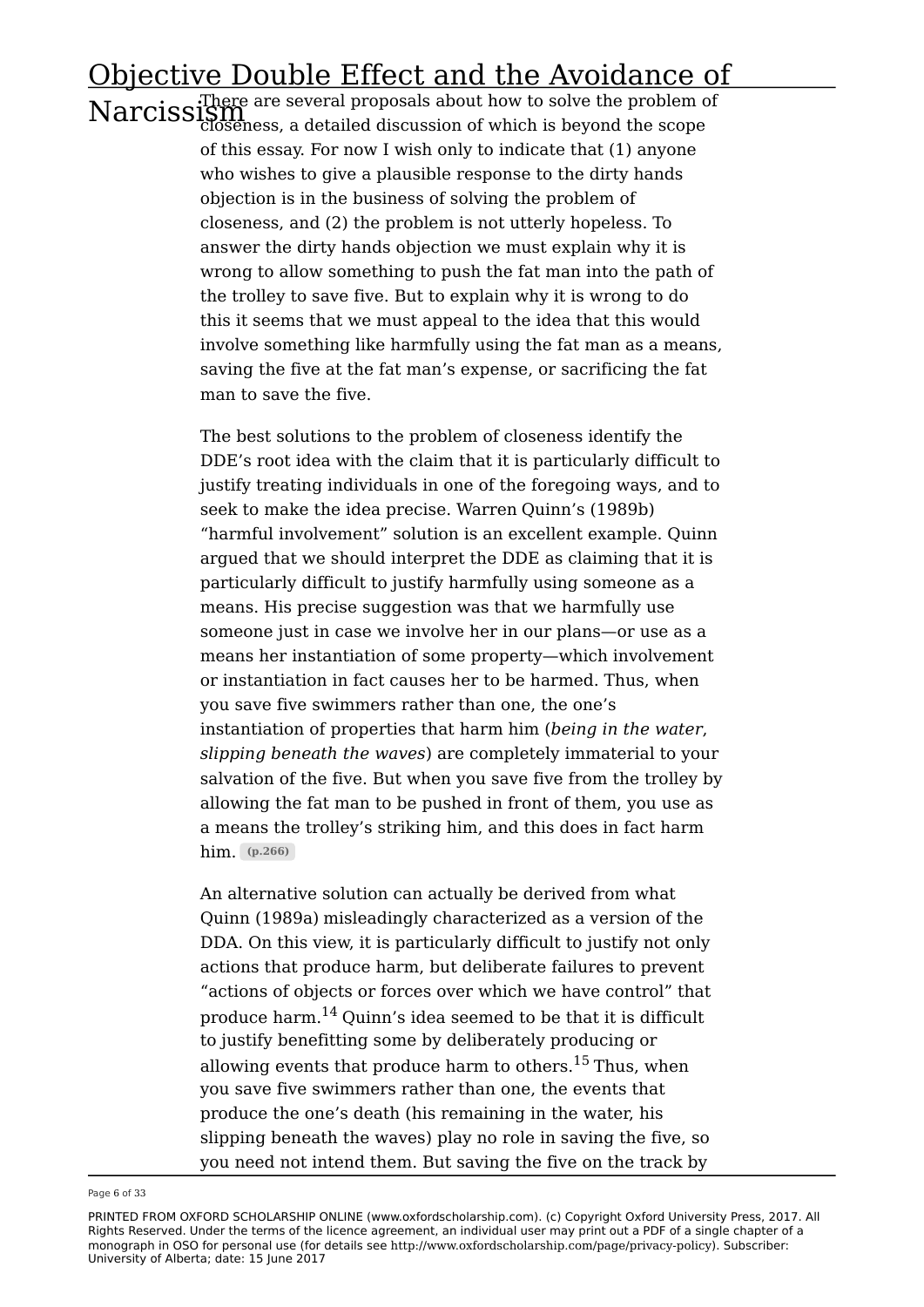There are several proposals about how to solve the problem of closeness, a detailed discussion of which is beyond the scope of this essay. For now I wish only to indicate that (1) anyone who wishes to give a plausible response to the dirty hands objection is in the business of solving the problem of closeness, and (2) the problem is not utterly hopeless. To answer the dirty hands objection we must explain why it is wrong to allow something to push the fat man into the path of the trolley to save five. But to explain why it is wrong to do this it seems that we must appeal to the idea that this would involve something like harmfully using the fat man as a means, saving the five at the fat man's expense, or sacrificing the fat man to save the five.

The best solutions to the problem of closeness identify the DDE's root idea with the claim that it is particularly difficult to justify treating individuals in one of the foregoing ways, and to seek to make the idea precise. Warren Quinn's (1989b) "harmful involvement" solution is an excellent example. Quinn argued that we should interpret the DDE as claiming that it is particularly difficult to justify harmfully using someone as a means. His precise suggestion was that we harmfully use someone just in case we involve her in our plans—or use as a means her instantiation of some property—which involvement or instantiation in fact causes her to be harmed. Thus, when you save five swimmers rather than one, the one's instantiation of properties that harm him (*being in the water, slipping beneath the waves*) are completely immaterial to your salvation of the five. But when you save five from the trolley by allowing the fat man to be pushed in front of them, you use as a means the trolley's striking him, and this does in fact harm him. (p.266)

An alternative solution can actually be derived from what Quinn (1989a) misleadingly characterized as a version of the DDA. On this view, it is particularly difficult to justify not only actions that produce harm, but deliberate failures to prevent "actions of objects or forces over which we have control" that produce harm.[14] Quinn's idea seemed to be that it is difficult to justify benefitting some by deliberately producing or allowing events that produce harm to others.[15] Thus, when you save five swimmers rather than one, the events that produce the one's death (his remaining in the water, his slipping beneath the waves) play no role in saving the five, so you need not intend them. But saving the five on the track by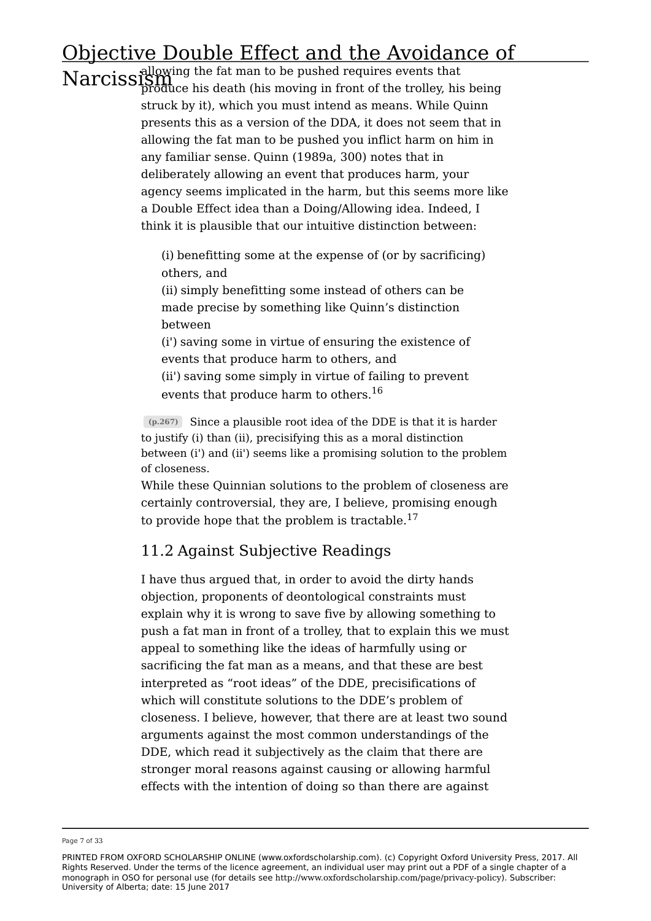allowing the fat man to be pushed requires events that produce his death (his moving in front of the trolley, his being struck by it), which you must intend as means. While Quinn presents this as a version of the DDA, it does not seem that in allowing the fat man to be pushed you inflict harm on him in any familiar sense. Quinn (1989a, 300) notes that in deliberately allowing an event that produces harm, your agency seems implicated in the harm, but this seems more like a Double Effect idea than a Doing/Allowing idea. Indeed, I think it is plausible that our intuitive distinction between:

> (i) benefitting some at the expense of (or by sacrificing) others, and
> (ii) simply benefitting some instead of others can be made precise by something like Quinn's distinction between
> (i') saving some in virtue of ensuring the existence of events that produce harm to others, and
> (ii') saving some simply in virtue of failing to prevent events that produce harm to others.[16]

(p.267) Since a plausible root idea of the DDE is that it is harder to justify (i) than (ii), precisifying this as a moral distinction between (i') and (ii') seems like a promising solution to the problem of closeness.

While these Quinnian solutions to the problem of closeness are certainly controversial, they are, I believe, promising enough to provide hope that the problem is tractable.[17]

## 11.2 Against Subjective Readings

I have thus argued that, in order to avoid the dirty hands objection, proponents of deontological constraints must explain why it is wrong to save five by allowing something to push a fat man in front of a trolley, that to explain this we must appeal to something like the ideas of harmfully using or sacrificing the fat man as a means, and that these are best interpreted as "root ideas" of the DDE, precisifications of which will constitute solutions to the DDE's problem of closeness. I believe, however, that there are at least two sound arguments against the most common understandings of the DDE, which read it subjectively as the claim that there are stronger moral reasons against causing or allowing harmful effects with the intention of doing so than there are against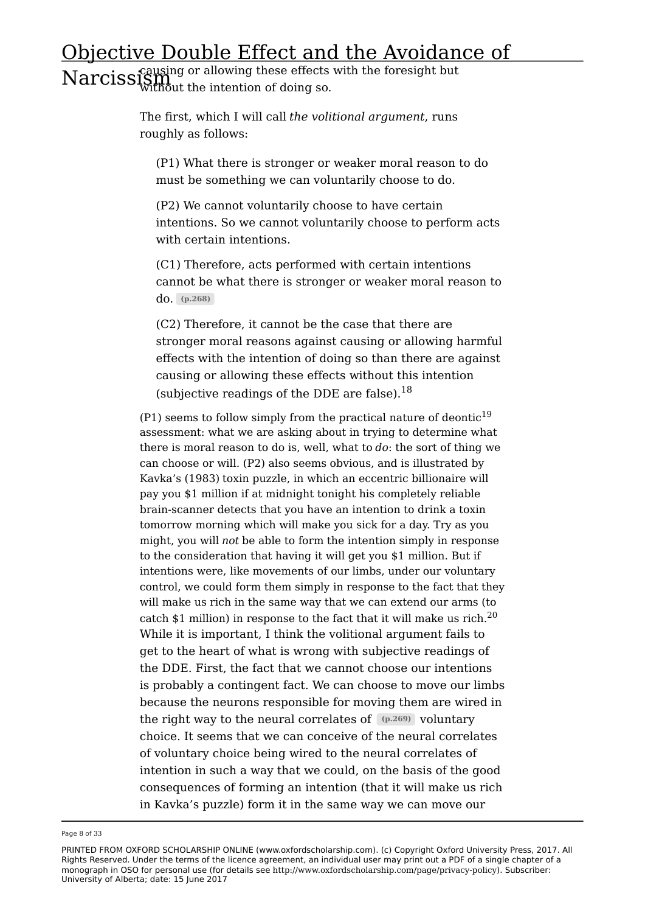causing or allowing these effects with the foresight but without the intention of doing so.

The first, which I will call *the volitional argument*, runs roughly as follows:

> (P1) What there is stronger or weaker moral reason to do must be something we can voluntarily choose to do.
>
> (P2) We cannot voluntarily choose to have certain intentions. So we cannot voluntarily choose to perform acts with certain intentions.
>
> (C1) Therefore, acts performed with certain intentions cannot be what there is stronger or weaker moral reason to do. (p.268)
>
> (C2) Therefore, it cannot be the case that there are stronger moral reasons against causing or allowing harmful effects with the intention of doing so than there are against causing or allowing these effects without this intention (subjective readings of the DDE are false).[18]

(P1) seems to follow simply from the practical nature of deontic[19] assessment: what we are asking about in trying to determine what there is moral reason to do is, well, what to *do*: the sort of thing we can choose or will. (P2) also seems obvious, and is illustrated by Kavka's (1983) toxin puzzle, in which an eccentric billionaire will pay you $1 million if at midnight tonight his completely reliable brain-scanner detects that you have an intention to drink a toxin tomorrow morning which will make you sick for a day. Try as you might, you will *not* be able to form the intention simply in response to the consideration that having it will get you $1 million. But if intentions were, like movements of our limbs, under our voluntary control, we could form them simply in response to the fact that they will make us rich in the same way that we can extend our arms (to catch $1 million) in response to the fact that it will make us rich.[20] While it is important, I think the volitional argument fails to get to the heart of what is wrong with subjective readings of the DDE. First, the fact that we cannot choose our intentions is probably a contingent fact. We can choose to move our limbs because the neurons responsible for moving them are wired in the right way to the neural correlates of (p.269) voluntary choice. It seems that we can conceive of the neural correlates of voluntary choice being wired to the neural correlates of intention in such a way that we could, on the basis of the good consequences of forming an intention (that it will make us rich in Kavka's puzzle) form it in the same way we can move our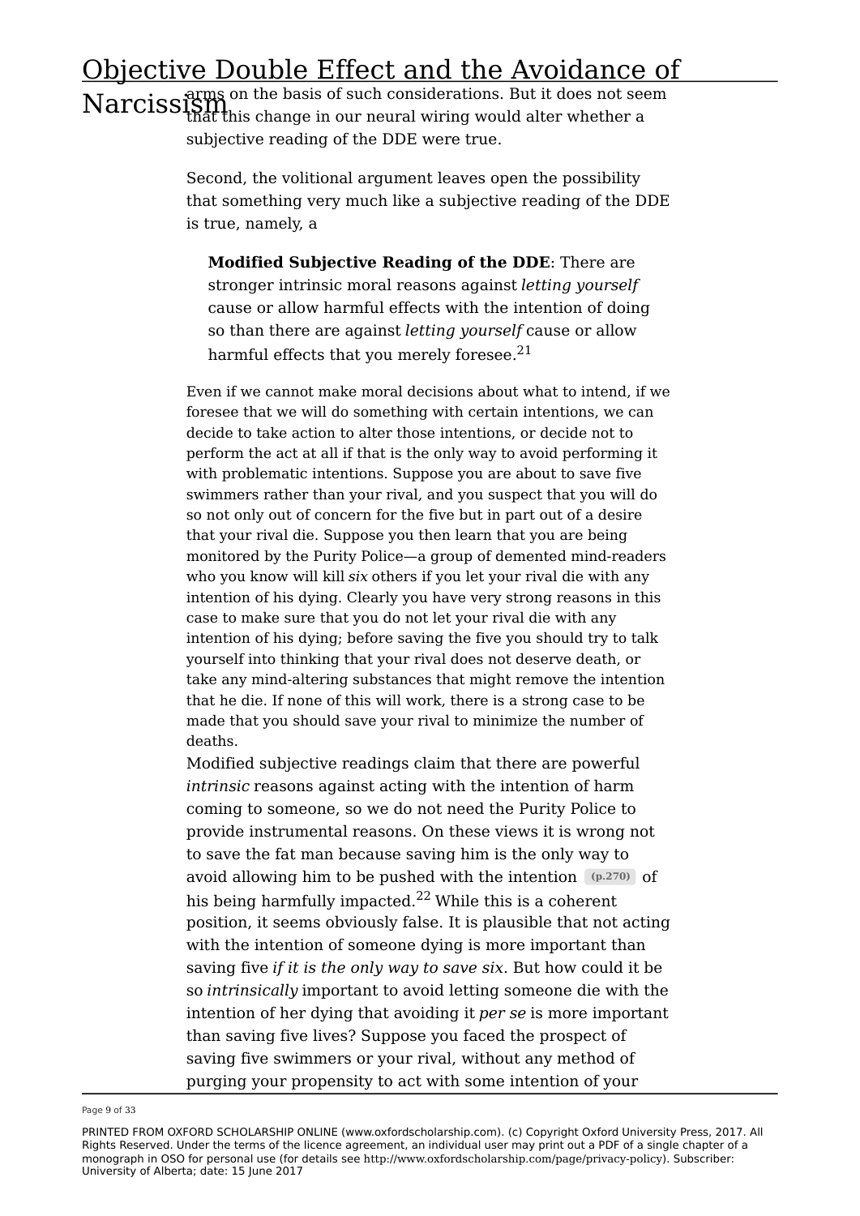arms on the basis of such considerations. But it does not seem that this change in our neural wiring would alter whether a subjective reading of the DDE were true.

Second, the volitional argument leaves open the possibility that something very much like a subjective reading of the DDE is true, namely, a

> **Modified Subjective Reading of the DDE**: There are stronger intrinsic moral reasons against *letting yourself* cause or allow harmful effects with the intention of doing so than there are against *letting yourself* cause or allow harmful effects that you merely foresee.[21]

Even if we cannot make moral decisions about what to intend, if we foresee that we will do something with certain intentions, we can decide to take action to alter those intentions, or decide not to perform the act at all if that is the only way to avoid performing it with problematic intentions. Suppose you are about to save five swimmers rather than your rival, and you suspect that you will do so not only out of concern for the five but in part out of a desire that your rival die. Suppose you then learn that you are being monitored by the Purity Police—a group of demented mind-readers who you know will kill *six* others if you let your rival die with any intention of his dying. Clearly you have very strong reasons in this case to make sure that you do not let your rival die with any intention of his dying; before saving the five you should try to talk yourself into thinking that your rival does not deserve death, or take any mind-altering substances that might remove the intention that he die. If none of this will work, there is a strong case to be made that you should save your rival to minimize the number of deaths.

Modified subjective readings claim that there are powerful *intrinsic* reasons against acting with the intention of harm coming to someone, so we do not need the Purity Police to provide instrumental reasons. On these views it is wrong not to save the fat man because saving him is the only way to avoid allowing him to be pushed with the intention (p.270) of his being harmfully impacted.[22] While this is a coherent position, it seems obviously false. It is plausible that not acting with the intention of someone dying is more important than saving five *if it is the only way to save six*. But how could it be so *intrinsically* important to avoid letting someone die with the intention of her dying that avoiding it *per se* is more important than saving five lives? Suppose you faced the prospect of saving five swimmers or your rival, without any method of purging your propensity to act with some intention of your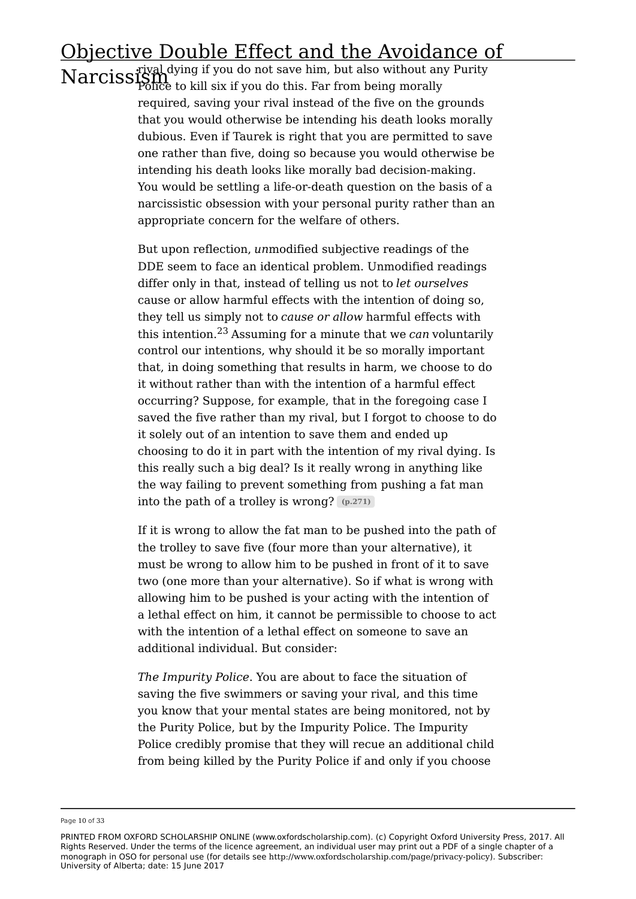rival dying if you do not save him, but also without any Purity Police to kill six if you do this. Far from being morally required, saving your rival instead of the five on the grounds that you would otherwise be intending his death looks morally dubious. Even if Taurek is right that you are permitted to save one rather than five, doing so because you would otherwise be intending his death looks like morally bad decision-making. You would be settling a life-or-death question on the basis of a narcissistic obsession with your personal purity rather than an appropriate concern for the welfare of others.

But upon reflection, *un*modified subjective readings of the DDE seem to face an identical problem. Unmodified readings differ only in that, instead of telling us not to *let ourselves* cause or allow harmful effects with the intention of doing so, they tell us simply not to *cause or allow* harmful effects with this intention.[23] Assuming for a minute that we *can* voluntarily control our intentions, why should it be so morally important that, in doing something that results in harm, we choose to do it without rather than with the intention of a harmful effect occurring? Suppose, for example, that in the foregoing case I saved the five rather than my rival, but I forgot to choose to do it solely out of an intention to save them and ended up choosing to do it in part with the intention of my rival dying. Is this really such a big deal? Is it really wrong in anything like the way failing to prevent something from pushing a fat man into the path of a trolley is wrong? (p.271)

If it is wrong to allow the fat man to be pushed into the path of the trolley to save five (four more than your alternative), it must be wrong to allow him to be pushed in front of it to save two (one more than your alternative). So if what is wrong with allowing him to be pushed is your acting with the intention of a lethal effect on him, it cannot be permissible to choose to act with the intention of a lethal effect on someone to save an additional individual. But consider:

*The Impurity Police*. You are about to face the situation of saving the five swimmers or saving your rival, and this time you know that your mental states are being monitored, not by the Purity Police, but by the Impurity Police. The Impurity Police credibly promise that they will recue an additional child from being killed by the Purity Police if and only if you choose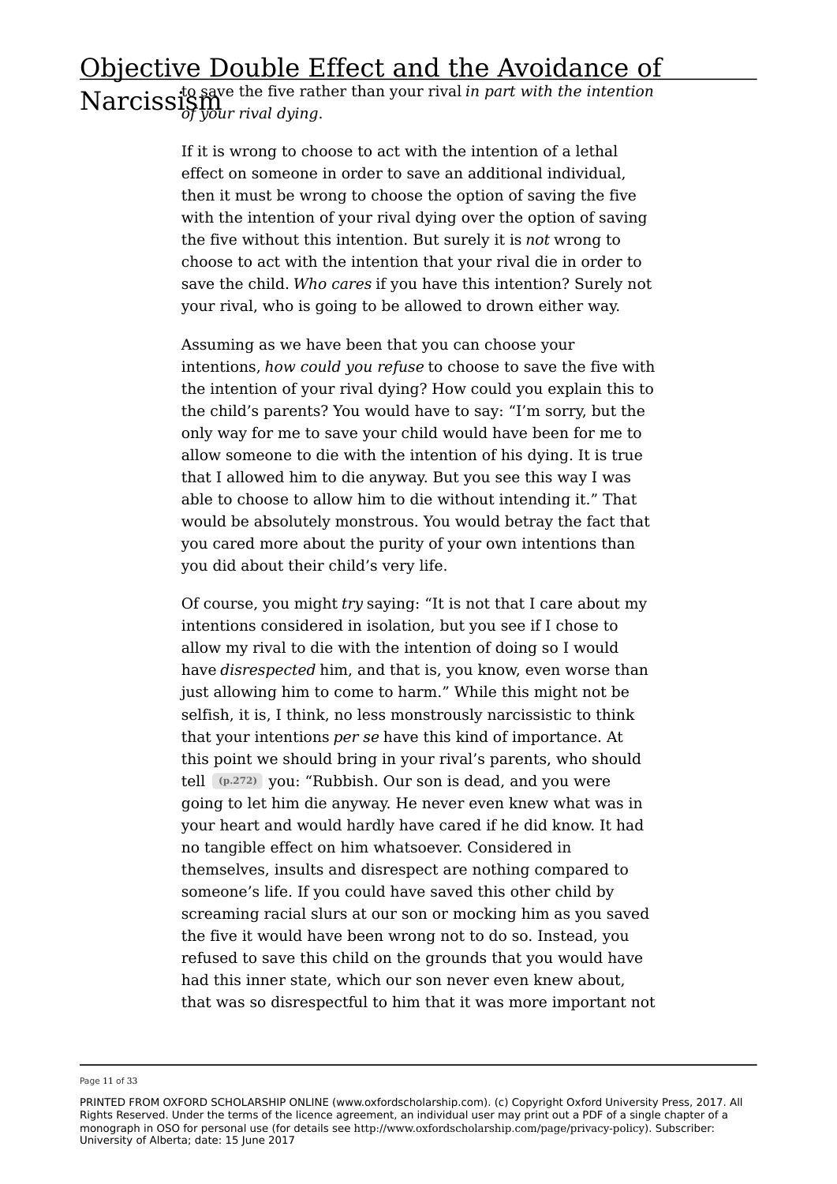to save the five rather than your rival *in part with the intention of your rival dying*.

If it is wrong to choose to act with the intention of a lethal effect on someone in order to save an additional individual, then it must be wrong to choose the option of saving the five with the intention of your rival dying over the option of saving the five without this intention. But surely it is *not* wrong to choose to act with the intention that your rival die in order to save the child. *Who cares* if you have this intention? Surely not your rival, who is going to be allowed to drown either way.

Assuming as we have been that you can choose your intentions, *how could you refuse* to choose to save the five with the intention of your rival dying? How could you explain this to the child's parents? You would have to say: "I'm sorry, but the only way for me to save your child would have been for me to allow someone to die with the intention of his dying. It is true that I allowed him to die anyway. But you see this way I was able to choose to allow him to die without intending it." That would be absolutely monstrous. You would betray the fact that you cared more about the purity of your own intentions than you did about their child's very life.

Of course, you might *try* saying: "It is not that I care about my intentions considered in isolation, but you see if I chose to allow my rival to die with the intention of doing so I would have *disrespected* him, and that is, you know, even worse than just allowing him to come to harm." While this might not be selfish, it is, I think, no less monstrously narcissistic to think that your intentions *per se* have this kind of importance. At this point we should bring in your rival's parents, who should tell (p.272) you: "Rubbish. Our son is dead, and you were going to let him die anyway. He never even knew what was in your heart and would hardly have cared if he did know. It had no tangible effect on him whatsoever. Considered in themselves, insults and disrespect are nothing compared to someone's life. If you could have saved this other child by screaming racial slurs at our son or mocking him as you saved the five it would have been wrong not to do so. Instead, you refused to save this child on the grounds that you would have had this inner state, which our son never even knew about, that was so disrespectful to him that it was more important not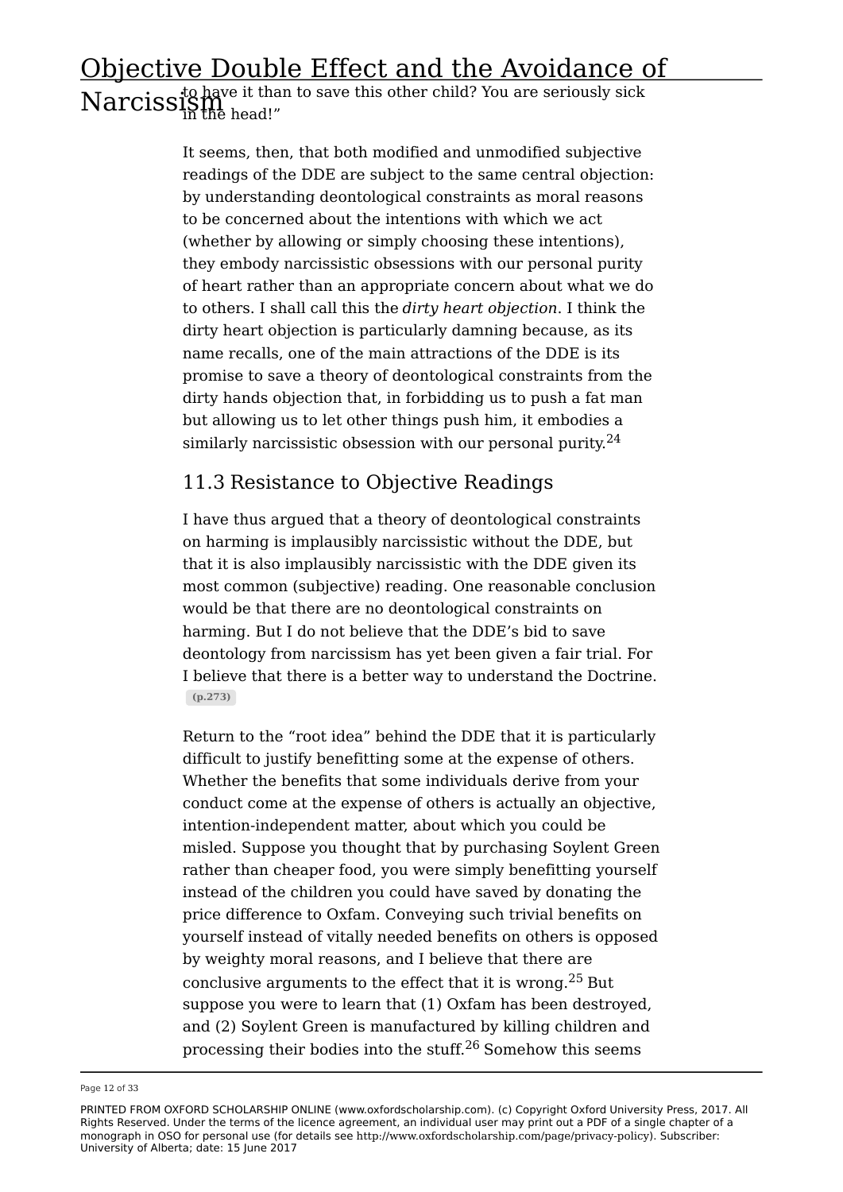to have it than to save this other child? You are seriously sick in the head!"

It seems, then, that both modified and unmodified subjective readings of the DDE are subject to the same central objection: by understanding deontological constraints as moral reasons to be concerned about the intentions with which we act (whether by allowing or simply choosing these intentions), they embody narcissistic obsessions with our personal purity of heart rather than an appropriate concern about what we do to others. I shall call this the *dirty heart objection*. I think the dirty heart objection is particularly damning because, as its name recalls, one of the main attractions of the DDE is its promise to save a theory of deontological constraints from the dirty hands objection that, in forbidding us to push a fat man but allowing us to let other things push him, it embodies a similarly narcissistic obsession with our personal purity.[24]

## 11.3 Resistance to Objective Readings

I have thus argued that a theory of deontological constraints on harming is implausibly narcissistic without the DDE, but that it is also implausibly narcissistic with the DDE given its most common (subjective) reading. One reasonable conclusion would be that there are no deontological constraints on harming. But I do not believe that the DDE's bid to save deontology from narcissism has yet been given a fair trial. For I believe that there is a better way to understand the Doctrine. (p.273)

Return to the "root idea" behind the DDE that it is particularly difficult to justify benefitting some at the expense of others. Whether the benefits that some individuals derive from your conduct come at the expense of others is actually an objective, intention-independent matter, about which you could be misled. Suppose you thought that by purchasing Soylent Green rather than cheaper food, you were simply benefitting yourself instead of the children you could have saved by donating the price difference to Oxfam. Conveying such trivial benefits on yourself instead of vitally needed benefits on others is opposed by weighty moral reasons, and I believe that there are conclusive arguments to the effect that it is wrong.[25] But suppose you were to learn that (1) Oxfam has been destroyed, and (2) Soylent Green is manufactured by killing children and processing their bodies into the stuff.[26] Somehow this seems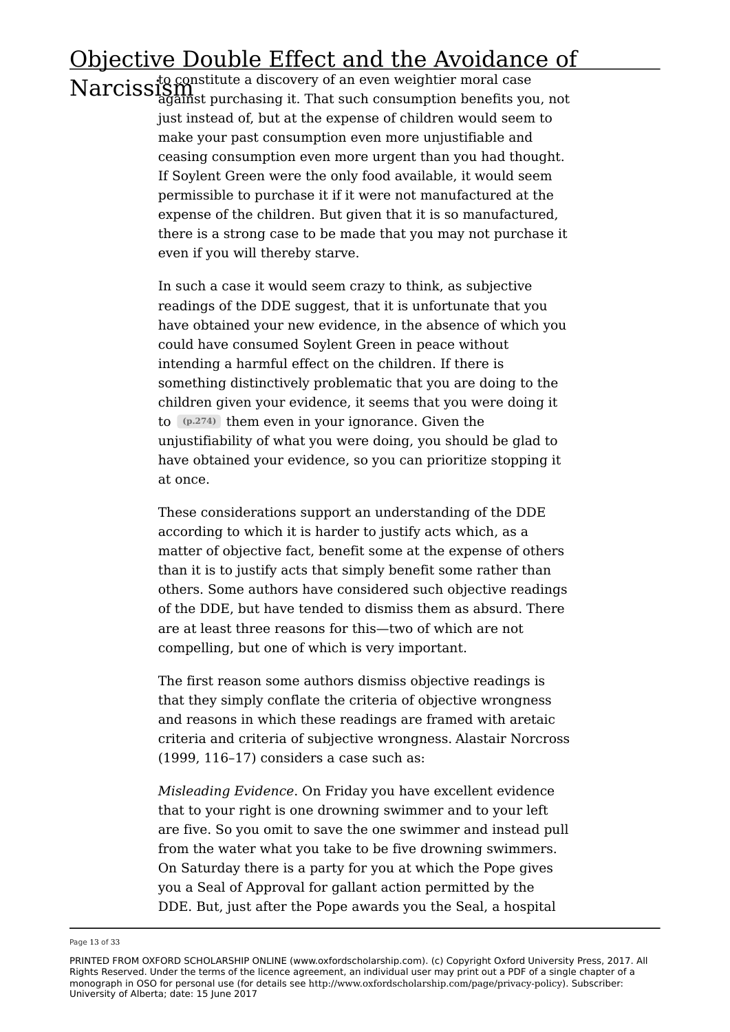to constitute a discovery of an even weightier moral case against purchasing it. That such consumption benefits you, not just instead of, but at the expense of children would seem to make your past consumption even more unjustifiable and ceasing consumption even more urgent than you had thought. If Soylent Green were the only food available, it would seem permissible to purchase it if it were not manufactured at the expense of the children. But given that it is so manufactured, there is a strong case to be made that you may not purchase it even if you will thereby starve.

In such a case it would seem crazy to think, as subjective readings of the DDE suggest, that it is unfortunate that you have obtained your new evidence, in the absence of which you could have consumed Soylent Green in peace without intending a harmful effect on the children. If there is something distinctively problematic that you are doing to the children given your evidence, it seems that you were doing it to (p.274) them even in your ignorance. Given the unjustifiability of what you were doing, you should be glad to have obtained your evidence, so you can prioritize stopping it at once.

These considerations support an understanding of the DDE according to which it is harder to justify acts which, as a matter of objective fact, benefit some at the expense of others than it is to justify acts that simply benefit some rather than others. Some authors have considered such objective readings of the DDE, but have tended to dismiss them as absurd. There are at least three reasons for this—two of which are not compelling, but one of which is very important.

The first reason some authors dismiss objective readings is that they simply conflate the criteria of objective wrongness and reasons in which these readings are framed with aretaic criteria and criteria of subjective wrongness. Alastair Norcross (1999, 116–17) considers a case such as:

*Misleading Evidence*. On Friday you have excellent evidence that to your right is one drowning swimmer and to your left are five. So you omit to save the one swimmer and instead pull from the water what you take to be five drowning swimmers. On Saturday there is a party for you at which the Pope gives you a Seal of Approval for gallant action permitted by the DDE. But, just after the Pope awards you the Seal, a hospital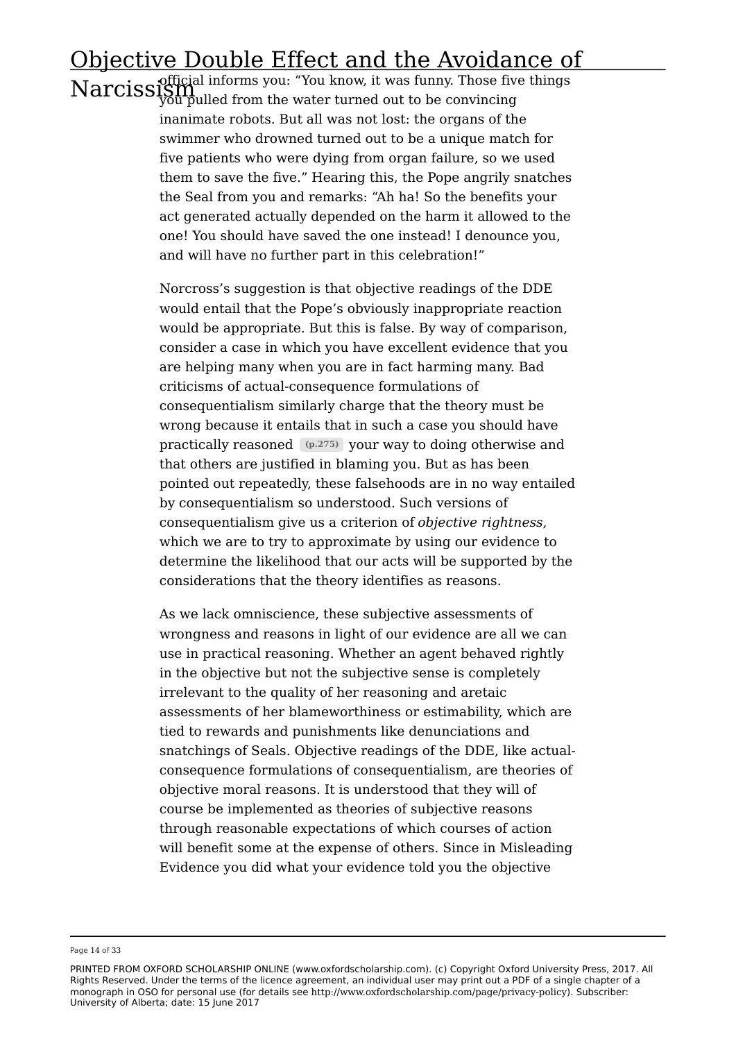official informs you: "You know, it was funny. Those five things you pulled from the water turned out to be convincing inanimate robots. But all was not lost: the organs of the swimmer who drowned turned out to be a unique match for five patients who were dying from organ failure, so we used them to save the five." Hearing this, the Pope angrily snatches the Seal from you and remarks: "Ah ha! So the benefits your act generated actually depended on the harm it allowed to the one! You should have saved the one instead! I denounce you, and will have no further part in this celebration!"

Norcross's suggestion is that objective readings of the DDE would entail that the Pope's obviously inappropriate reaction would be appropriate. But this is false. By way of comparison, consider a case in which you have excellent evidence that you are helping many when you are in fact harming many. Bad criticisms of actual-consequence formulations of consequentialism similarly charge that the theory must be wrong because it entails that in such a case you should have practically reasoned (p.275) your way to doing otherwise and that others are justified in blaming you. But as has been pointed out repeatedly, these falsehoods are in no way entailed by consequentialism so understood. Such versions of consequentialism give us a criterion of *objective rightness*, which we are to try to approximate by using our evidence to determine the likelihood that our acts will be supported by the considerations that the theory identifies as reasons.

As we lack omniscience, these subjective assessments of wrongness and reasons in light of our evidence are all we can use in practical reasoning. Whether an agent behaved rightly in the objective but not the subjective sense is completely irrelevant to the quality of her reasoning and aretaic assessments of her blameworthiness or estimability, which are tied to rewards and punishments like denunciations and snatchings of Seals. Objective readings of the DDE, like actual-consequence formulations of consequentialism, are theories of objective moral reasons. It is understood that they will of course be implemented as theories of subjective reasons through reasonable expectations of which courses of action will benefit some at the expense of others. Since in Misleading Evidence you did what your evidence told you the objective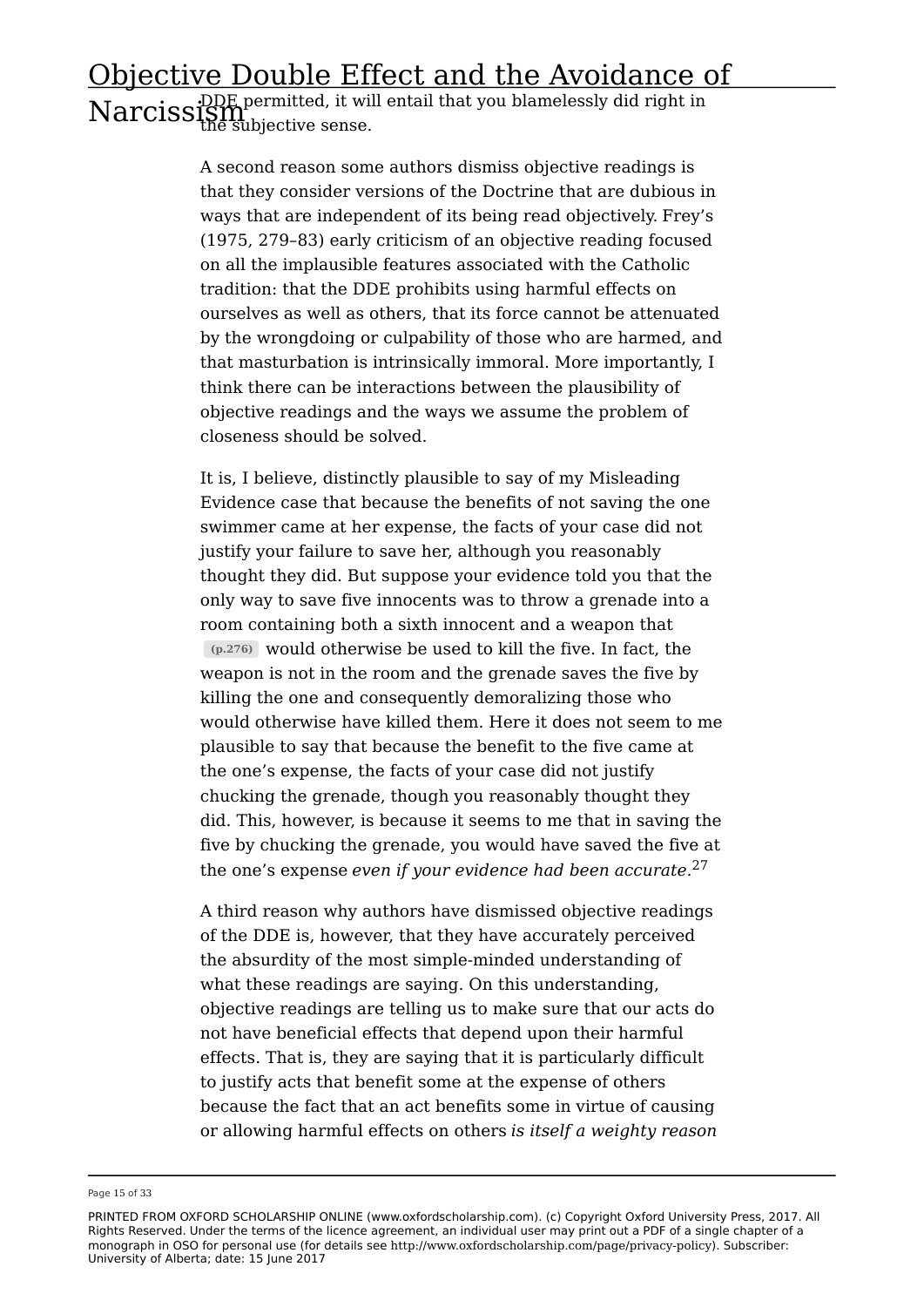DDE permitted, it will entail that you blamelessly did right in the subjective sense.

A second reason some authors dismiss objective readings is that they consider versions of the Doctrine that are dubious in ways that are independent of its being read objectively. Frey's (1975, 279–83) early criticism of an objective reading focused on all the implausible features associated with the Catholic tradition: that the DDE prohibits using harmful effects on ourselves as well as others, that its force cannot be attenuated by the wrongdoing or culpability of those who are harmed, and that masturbation is intrinsically immoral. More importantly, I think there can be interactions between the plausibility of objective readings and the ways we assume the problem of closeness should be solved.

It is, I believe, distinctly plausible to say of my Misleading Evidence case that because the benefits of not saving the one swimmer came at her expense, the facts of your case did not justify your failure to save her, although you reasonably thought they did. But suppose your evidence told you that the only way to save five innocents was to throw a grenade into a room containing both a sixth innocent and a weapon that (p.276) would otherwise be used to kill the five. In fact, the weapon is not in the room and the grenade saves the five by killing the one and consequently demoralizing those who would otherwise have killed them. Here it does not seem to me plausible to say that because the benefit to the five came at the one's expense, the facts of your case did not justify chucking the grenade, though you reasonably thought they did. This, however, is because it seems to me that in saving the five by chucking the grenade, you would have saved the five at the one's expense *even if your evidence had been accurate*.[27]

A third reason why authors have dismissed objective readings of the DDE is, however, that they have accurately perceived the absurdity of the most simple-minded understanding of what these readings are saying. On this understanding, objective readings are telling us to make sure that our acts do not have beneficial effects that depend upon their harmful effects. That is, they are saying that it is particularly difficult to justify acts that benefit some at the expense of others because the fact that an act benefits some in virtue of causing or allowing harmful effects on others *is itself a weighty reason*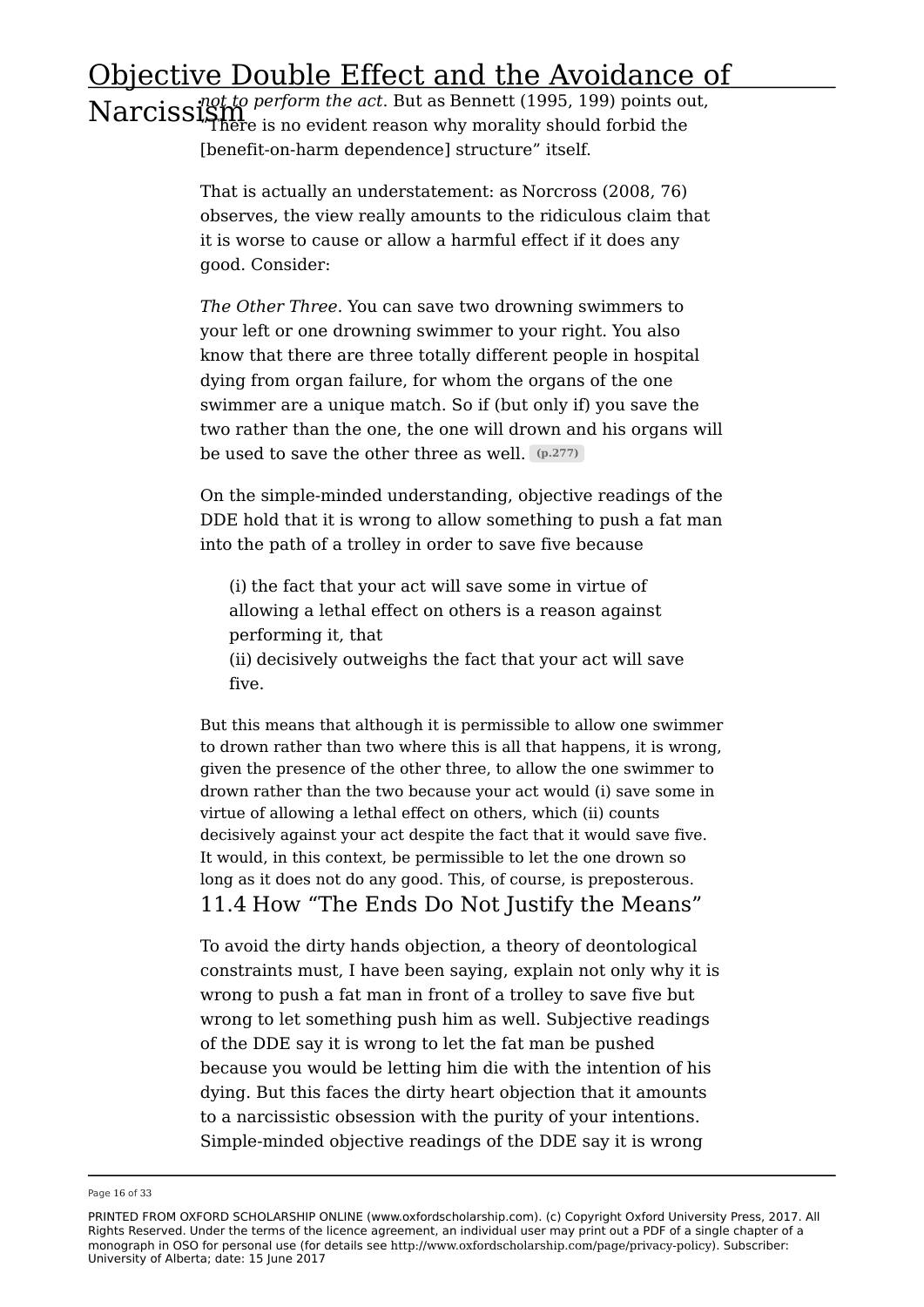*not to perform the act*. But as Bennett (1995, 199) points out, "There is no evident reason why morality should forbid the [benefit-on-harm dependence] structure" itself.

That is actually an understatement: as Norcross (2008, 76) observes, the view really amounts to the ridiculous claim that it is worse to cause or allow a harmful effect if it does any good. Consider:

*The Other Three*. You can save two drowning swimmers to your left or one drowning swimmer to your right. You also know that there are three totally different people in hospital dying from organ failure, for whom the organs of the one swimmer are a unique match. So if (but only if) you save the two rather than the one, the one will drown and his organs will be used to save the other three as well. (p.277)

On the simple-minded understanding, objective readings of the DDE hold that it is wrong to allow something to push a fat man into the path of a trolley in order to save five because

> (i) the fact that your act will save some in virtue of allowing a lethal effect on others is a reason against performing it, that
> (ii) decisively outweighs the fact that your act will save five.

But this means that although it is permissible to allow one swimmer to drown rather than two where this is all that happens, it is wrong, given the presence of the other three, to allow the one swimmer to drown rather than the two because your act would (i) save some in virtue of allowing a lethal effect on others, which (ii) counts decisively against your act despite the fact that it would save five. It would, in this context, be permissible to let the one drown so long as it does not do any good. This, of course, is preposterous.

## 11.4 How "The Ends Do Not Justify the Means"

To avoid the dirty hands objection, a theory of deontological constraints must, I have been saying, explain not only why it is wrong to push a fat man in front of a trolley to save five but wrong to let something push him as well. Subjective readings of the DDE say it is wrong to let the fat man be pushed because you would be letting him die with the intention of his dying. But this faces the dirty heart objection that it amounts to a narcissistic obsession with the purity of your intentions. Simple-minded objective readings of the DDE say it is wrong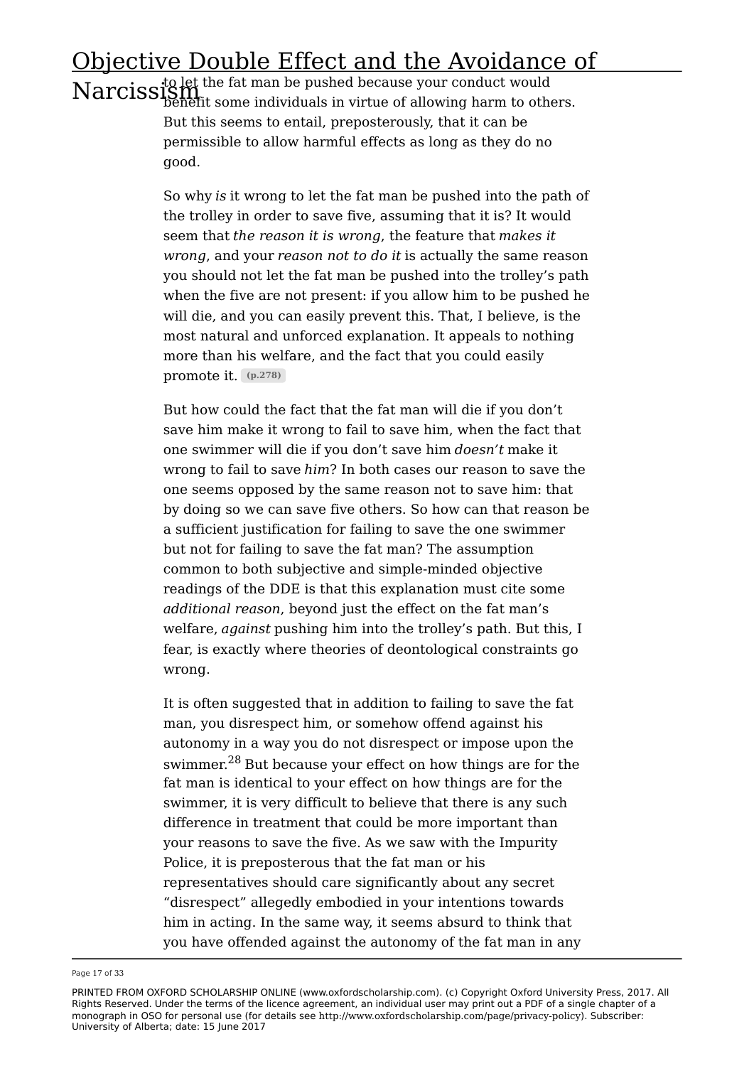to let the fat man be pushed because your conduct would benefit some individuals in virtue of allowing harm to others. But this seems to entail, preposterously, that it can be permissible to allow harmful effects as long as they do no good.

So why *is* it wrong to let the fat man be pushed into the path of the trolley in order to save five, assuming that it is? It would seem that *the reason it is wrong*, the feature that *makes it wrong*, and your *reason not to do it* is actually the same reason you should not let the fat man be pushed into the trolley's path when the five are not present: if you allow him to be pushed he will die, and you can easily prevent this. That, I believe, is the most natural and unforced explanation. It appeals to nothing more than his welfare, and the fact that you could easily promote it. (p.278)

But how could the fact that the fat man will die if you don't save him make it wrong to fail to save him, when the fact that one swimmer will die if you don't save him *doesn't* make it wrong to fail to save *him*? In both cases our reason to save the one seems opposed by the same reason not to save him: that by doing so we can save five others. So how can that reason be a sufficient justification for failing to save the one swimmer but not for failing to save the fat man? The assumption common to both subjective and simple-minded objective readings of the DDE is that this explanation must cite some *additional reason*, beyond just the effect on the fat man's welfare, *against* pushing him into the trolley's path. But this, I fear, is exactly where theories of deontological constraints go wrong.

It is often suggested that in addition to failing to save the fat man, you disrespect him, or somehow offend against his autonomy in a way you do not disrespect or impose upon the swimmer.[28] But because your effect on how things are for the fat man is identical to your effect on how things are for the swimmer, it is very difficult to believe that there is any such difference in treatment that could be more important than your reasons to save the five. As we saw with the Impurity Police, it is preposterous that the fat man or his representatives should care significantly about any secret "disrespect" allegedly embodied in your intentions towards him in acting. In the same way, it seems absurd to think that you have offended against the autonomy of the fat man in any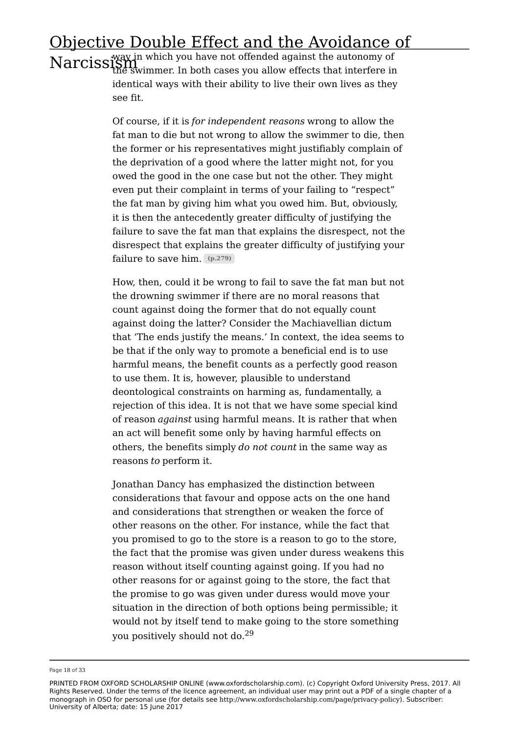way in which you have not offended against the autonomy of the swimmer. In both cases you allow effects that interfere in identical ways with their ability to live their own lives as they see fit.

Of course, if it is *for independent reasons* wrong to allow the fat man to die but not wrong to allow the swimmer to die, then the former or his representatives might justifiably complain of the deprivation of a good where the latter might not, for you owed the good in the one case but not the other. They might even put their complaint in terms of your failing to "respect" the fat man by giving him what you owed him. But, obviously, it is then the antecedently greater difficulty of justifying the failure to save the fat man that explains the disrespect, not the disrespect that explains the greater difficulty of justifying your failure to save him. **(p.279)**

How, then, could it be wrong to fail to save the fat man but not the drowning swimmer if there are no moral reasons that count against doing the former that do not equally count against doing the latter? Consider the Machiavellian dictum that 'The ends justify the means.' In context, the idea seems to be that if the only way to promote a beneficial end is to use harmful means, the benefit counts as a perfectly good reason to use them. It is, however, plausible to understand deontological constraints on harming as, fundamentally, a rejection of this idea. It is not that we have some special kind of reason *against* using harmful means. It is rather that when an act will benefit some only by having harmful effects on others, the benefits simply *do not count* in the same way as reasons *to* perform it.

Jonathan Dancy has emphasized the distinction between considerations that favour and oppose acts on the one hand and considerations that strengthen or weaken the force of other reasons on the other. For instance, while the fact that you promised to go to the store is a reason to go to the store, the fact that the promise was given under duress weakens this reason without itself counting against going. If you had no other reasons for or against going to the store, the fact that the promise to go was given under duress would move your situation in the direction of both options being permissible; it would not by itself tend to make going to the store something you positively should not do.[29]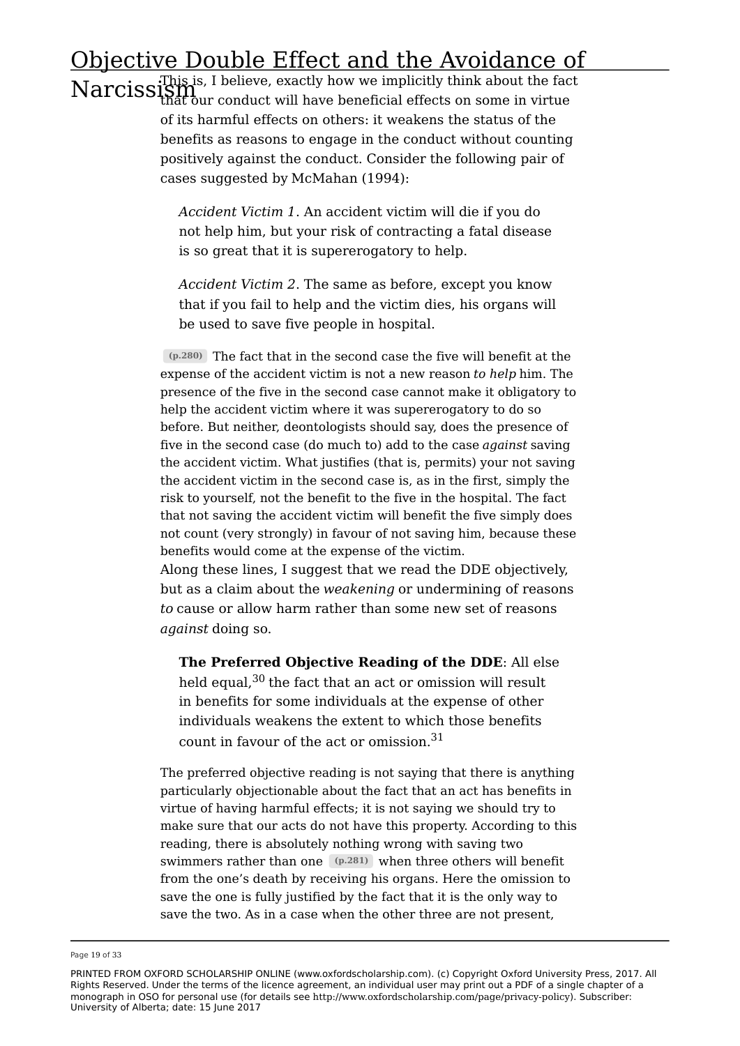This is, I believe, exactly how we implicitly think about the fact that our conduct will have beneficial effects on some in virtue of its harmful effects on others: it weakens the status of the benefits as reasons to engage in the conduct without counting positively against the conduct. Consider the following pair of cases suggested by McMahan (1994):

> *Accident Victim 1*. An accident victim will die if you do not help him, but your risk of contracting a fatal disease is so great that it is supererogatory to help.

> *Accident Victim 2*. The same as before, except you know that if you fail to help and the victim dies, his organs will be used to save five people in hospital.

(p.280) The fact that in the second case the five will benefit at the expense of the accident victim is not a new reason *to help* him. The presence of the five in the second case cannot make it obligatory to help the accident victim where it was supererogatory to do so before. But neither, deontologists should say, does the presence of five in the second case (do much to) add to the case *against* saving the accident victim. What justifies (that is, permits) your not saving the accident victim in the second case is, as in the first, simply the risk to yourself, not the benefit to the five in the hospital. The fact that not saving the accident victim will benefit the five simply does not count (very strongly) in favour of not saving him, because these benefits would come at the expense of the victim.

Along these lines, I suggest that we read the DDE objectively, but as a claim about the *weakening* or undermining of reasons *to* cause or allow harm rather than some new set of reasons *against* doing so.

> **The Preferred Objective Reading of the DDE**: All else held equal,[30] the fact that an act or omission will result in benefits for some individuals at the expense of other individuals weakens the extent to which those benefits count in favour of the act or omission.[31]

The preferred objective reading is not saying that there is anything particularly objectionable about the fact that an act has benefits in virtue of having harmful effects; it is not saying we should try to make sure that our acts do not have this property. According to this reading, there is absolutely nothing wrong with saving two swimmers rather than one (p.281) when three others will benefit from the one's death by receiving his organs. Here the omission to save the one is fully justified by the fact that it is the only way to save the two. As in a case when the other three are not present,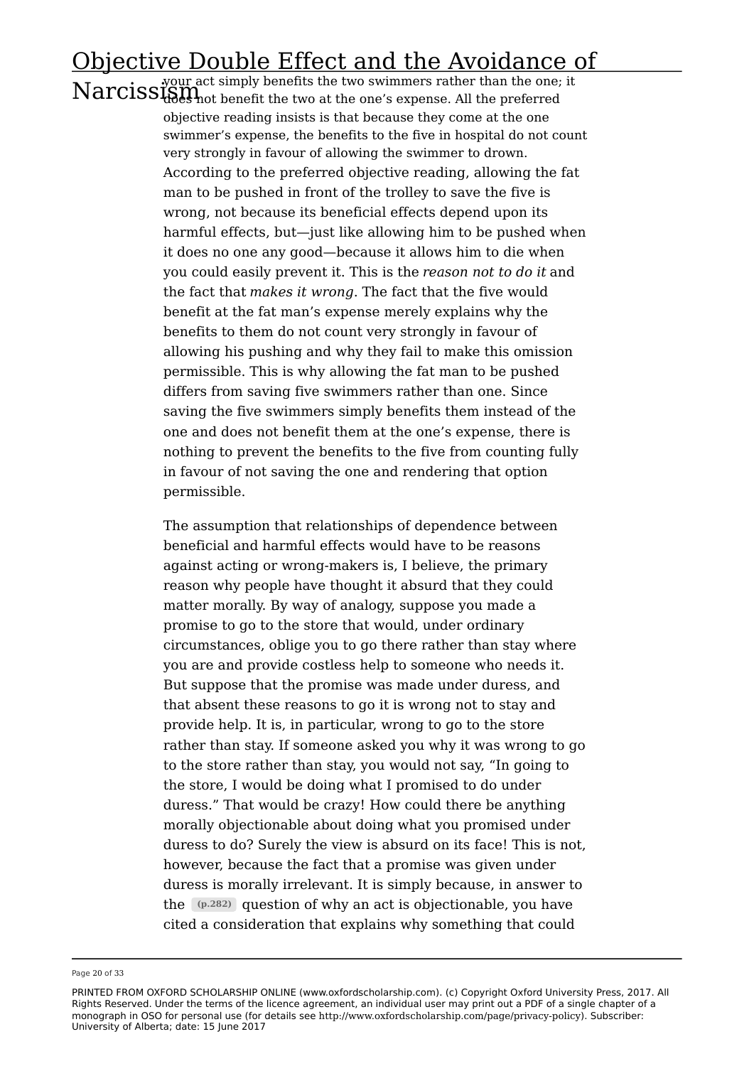your act simply benefits the two swimmers rather than the one; it does not benefit the two at the one's expense. All the preferred objective reading insists is that because they come at the one swimmer's expense, the benefits to the five in hospital do not count very strongly in favour of allowing the swimmer to drown. According to the preferred objective reading, allowing the fat man to be pushed in front of the trolley to save the five is wrong, not because its beneficial effects depend upon its harmful effects, but—just like allowing him to be pushed when it does no one any good—because it allows him to die when you could easily prevent it. This is the *reason not to do it* and the fact that *makes it wrong*. The fact that the five would benefit at the fat man's expense merely explains why the benefits to them do not count very strongly in favour of allowing his pushing and why they fail to make this omission permissible. This is why allowing the fat man to be pushed differs from saving five swimmers rather than one. Since saving the five swimmers simply benefits them instead of the one and does not benefit them at the one's expense, there is nothing to prevent the benefits to the five from counting fully in favour of not saving the one and rendering that option permissible.

The assumption that relationships of dependence between beneficial and harmful effects would have to be reasons against acting or wrong-makers is, I believe, the primary reason why people have thought it absurd that they could matter morally. By way of analogy, suppose you made a promise to go to the store that would, under ordinary circumstances, oblige you to go there rather than stay where you are and provide costless help to someone who needs it. But suppose that the promise was made under duress, and that absent these reasons to go it is wrong not to stay and provide help. It is, in particular, wrong to go to the store rather than stay. If someone asked you why it was wrong to go to the store rather than stay, you would not say, "In going to the store, I would be doing what I promised to do under duress." That would be crazy! How could there be anything morally objectionable about doing what you promised under duress to do? Surely the view is absurd on its face! This is not, however, because the fact that a promise was given under duress is morally irrelevant. It is simply because, in answer to the question of why an act is objectionable, you have cited a consideration that explains why something that could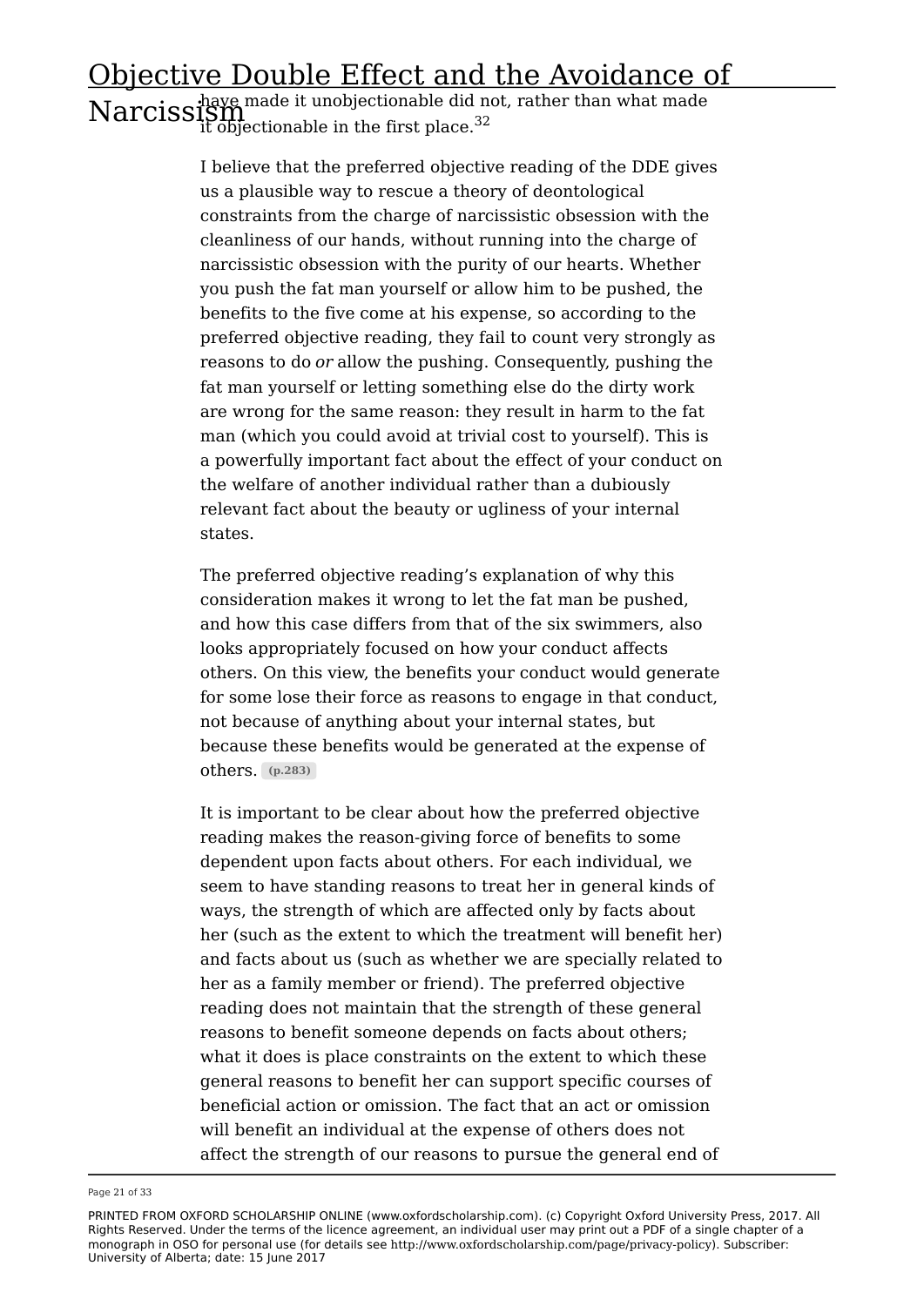have made it unobjectionable did not, rather than what made it objectionable in the first place.[32]

I believe that the preferred objective reading of the DDE gives us a plausible way to rescue a theory of deontological constraints from the charge of narcissistic obsession with the cleanliness of our hands, without running into the charge of narcissistic obsession with the purity of our hearts. Whether you push the fat man yourself or allow him to be pushed, the benefits to the five come at his expense, so according to the preferred objective reading, they fail to count very strongly as reasons to do *or* allow the pushing. Consequently, pushing the fat man yourself or letting something else do the dirty work are wrong for the same reason: they result in harm to the fat man (which you could avoid at trivial cost to yourself). This is a powerfully important fact about the effect of your conduct on the welfare of another individual rather than a dubiously relevant fact about the beauty or ugliness of your internal states.

The preferred objective reading's explanation of why this consideration makes it wrong to let the fat man be pushed, and how this case differs from that of the six swimmers, also looks appropriately focused on how your conduct affects others. On this view, the benefits your conduct would generate for some lose their force as reasons to engage in that conduct, not because of anything about your internal states, but because these benefits would be generated at the expense of others. (p.283)

It is important to be clear about how the preferred objective reading makes the reason-giving force of benefits to some dependent upon facts about others. For each individual, we seem to have standing reasons to treat her in general kinds of ways, the strength of which are affected only by facts about her (such as the extent to which the treatment will benefit her) and facts about us (such as whether we are specially related to her as a family member or friend). The preferred objective reading does not maintain that the strength of these general reasons to benefit someone depends on facts about others; what it does is place constraints on the extent to which these general reasons to benefit her can support specific courses of beneficial action or omission. The fact that an act or omission will benefit an individual at the expense of others does not affect the strength of our reasons to pursue the general end of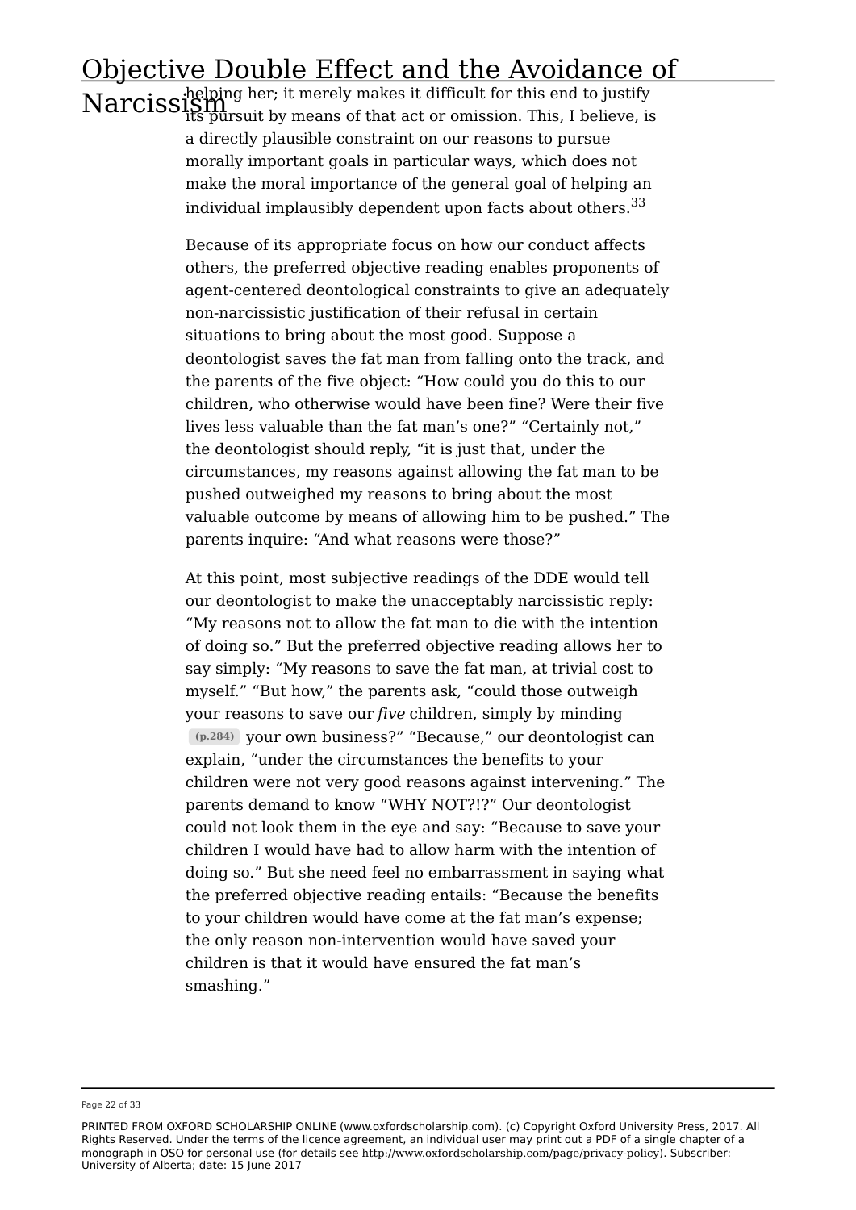helping her; it merely makes it difficult for this end to justify its pursuit by means of that act or omission. This, I believe, is a directly plausible constraint on our reasons to pursue morally important goals in particular ways, which does not make the moral importance of the general goal of helping an individual implausibly dependent upon facts about others.[33]

Because of its appropriate focus on how our conduct affects others, the preferred objective reading enables proponents of agent-centered deontological constraints to give an adequately non-narcissistic justification of their refusal in certain situations to bring about the most good. Suppose a deontologist saves the fat man from falling onto the track, and the parents of the five object: "How could you do this to our children, who otherwise would have been fine? Were their five lives less valuable than the fat man's one?" "Certainly not," the deontologist should reply, "it is just that, under the circumstances, my reasons against allowing the fat man to be pushed outweighed my reasons to bring about the most valuable outcome by means of allowing him to be pushed." The parents inquire: "And what reasons were those?"

At this point, most subjective readings of the DDE would tell our deontologist to make the unacceptably narcissistic reply: "My reasons not to allow the fat man to die with the intention of doing so." But the preferred objective reading allows her to say simply: "My reasons to save the fat man, at trivial cost to myself." "But how," the parents ask, "could those outweigh your reasons to save our *five* children, simply by minding (p.284) your own business?" "Because," our deontologist can explain, "under the circumstances the benefits to your children were not very good reasons against intervening." The parents demand to know "WHY NOT?!?" Our deontologist could not look them in the eye and say: "Because to save your children I would have had to allow harm with the intention of doing so." But she need feel no embarrassment in saying what the preferred objective reading entails: "Because the benefits to your children would have come at the fat man's expense; the only reason non-intervention would have saved your children is that it would have ensured the fat man's smashing."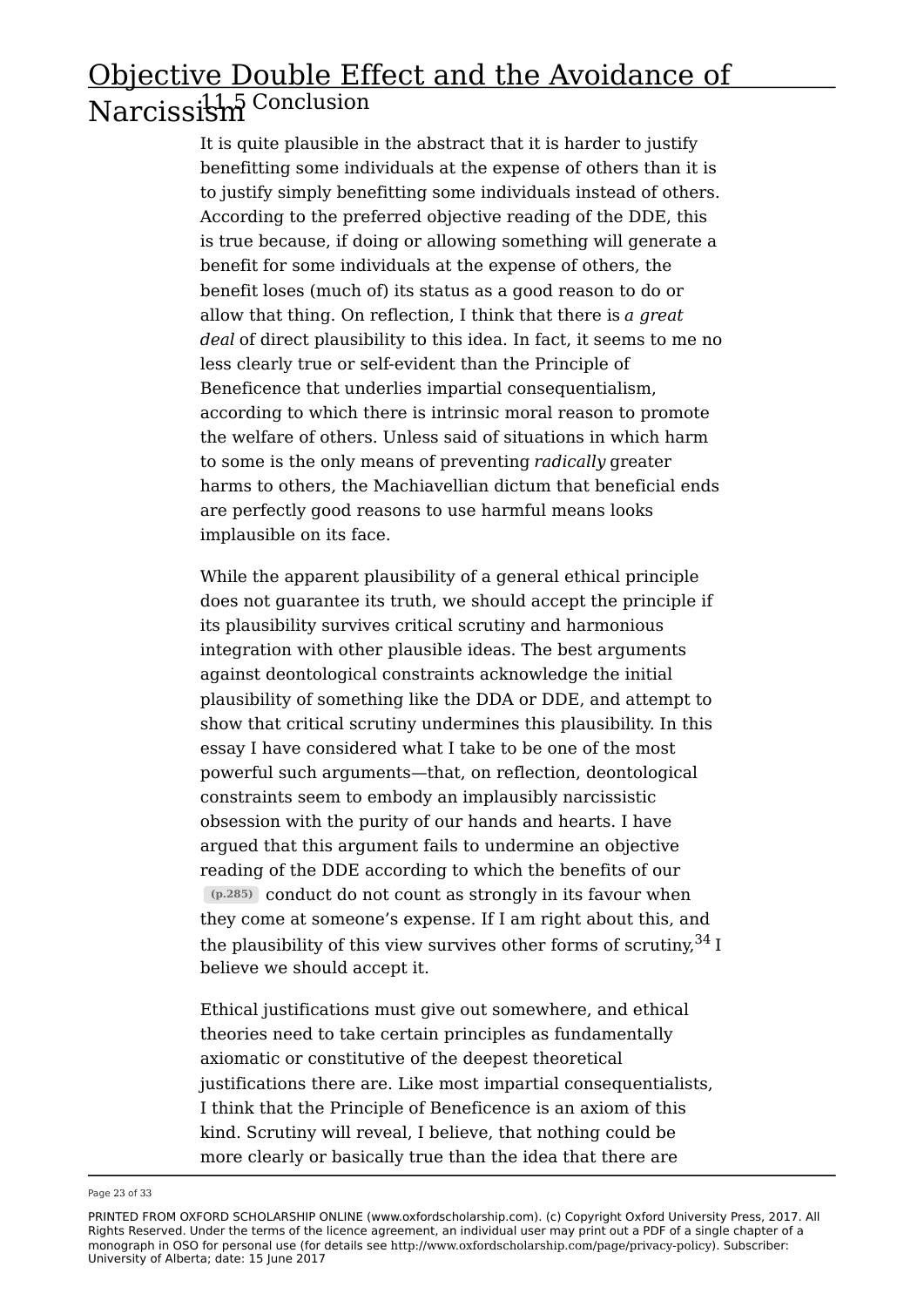## 11.5 Conclusion

It is quite plausible in the abstract that it is harder to justify benefitting some individuals at the expense of others than it is to justify simply benefitting some individuals instead of others. According to the preferred objective reading of the DDE, this is true because, if doing or allowing something will generate a benefit for some individuals at the expense of others, the benefit loses (much of) its status as a good reason to do or allow that thing. On reflection, I think that there is *a great deal* of direct plausibility to this idea. In fact, it seems to me no less clearly true or self-evident than the Principle of Beneficence that underlies impartial consequentialism, according to which there is intrinsic moral reason to promote the welfare of others. Unless said of situations in which harm to some is the only means of preventing *radically* greater harms to others, the Machiavellian dictum that beneficial ends are perfectly good reasons to use harmful means looks implausible on its face.

While the apparent plausibility of a general ethical principle does not guarantee its truth, we should accept the principle if its plausibility survives critical scrutiny and harmonious integration with other plausible ideas. The best arguments against deontological constraints acknowledge the initial plausibility of something like the DDA or DDE, and attempt to show that critical scrutiny undermines this plausibility. In this essay I have considered what I take to be one of the most powerful such arguments—that, on reflection, deontological constraints seem to embody an implausibly narcissistic obsession with the purity of our hands and hearts. I have argued that this argument fails to undermine an objective reading of the DDE according to which the benefits of our (p.285) conduct do not count as strongly in its favour when they come at someone's expense. If I am right about this, and the plausibility of this view survives other forms of scrutiny,[34] I believe we should accept it.

Ethical justifications must give out somewhere, and ethical theories need to take certain principles as fundamentally axiomatic or constitutive of the deepest theoretical justifications there are. Like most impartial consequentialists, I think that the Principle of Beneficence is an axiom of this kind. Scrutiny will reveal, I believe, that nothing could be more clearly or basically true than the idea that there are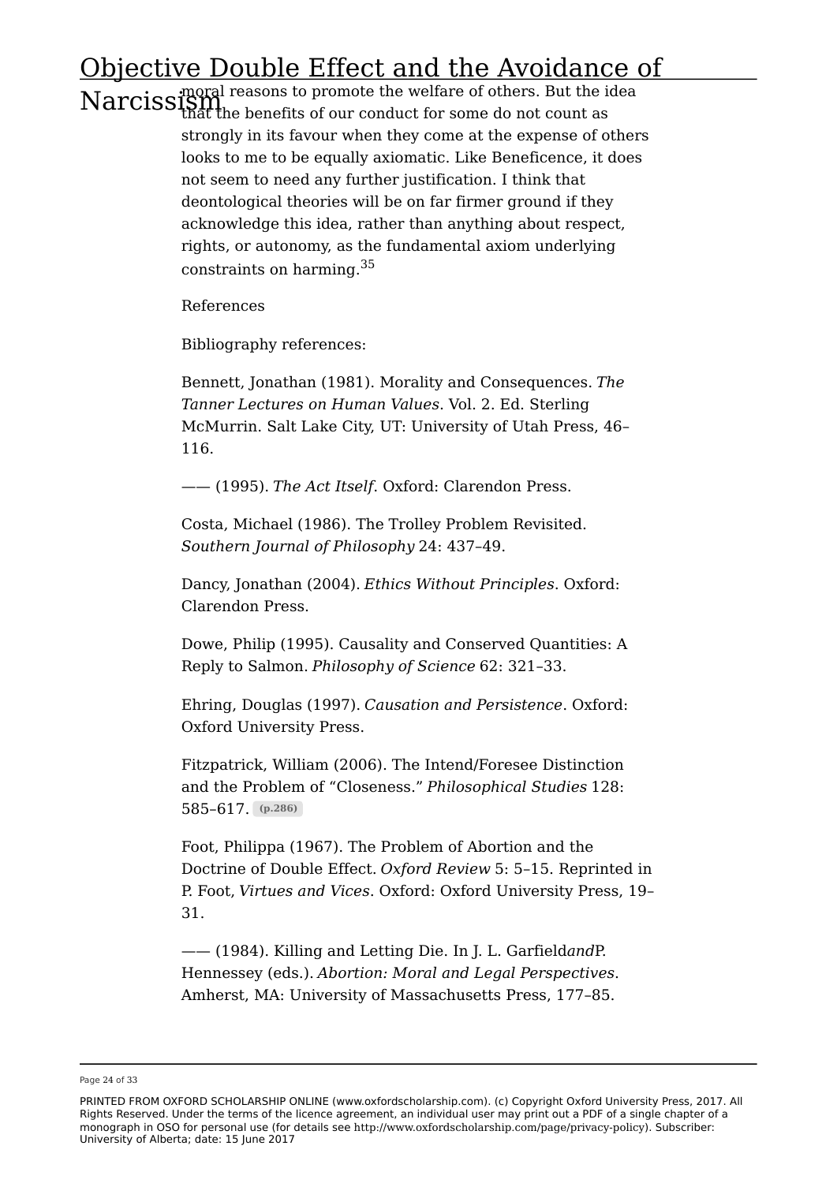moral reasons to promote the welfare of others. But the idea that the benefits of our conduct for some do not count as strongly in its favour when they come at the expense of others looks to me to be equally axiomatic. Like Beneficence, it does not seem to need any further justification. I think that deontological theories will be on far firmer ground if they acknowledge this idea, rather than anything about respect, rights, or autonomy, as the fundamental axiom underlying constraints on harming.[35]

References

Bibliography references:

Bennett, Jonathan (1981). Morality and Consequences. *The Tanner Lectures on Human Values*. Vol. 2. Ed. Sterling McMurrin. Salt Lake City, UT: University of Utah Press, 46–116.

—— (1995). *The Act Itself*. Oxford: Clarendon Press.

Costa, Michael (1986). The Trolley Problem Revisited. *Southern Journal of Philosophy* 24: 437–49.

Dancy, Jonathan (2004). *Ethics Without Principles*. Oxford: Clarendon Press.

Dowe, Philip (1995). Causality and Conserved Quantities: A Reply to Salmon. *Philosophy of Science* 62: 321–33.

Ehring, Douglas (1997). *Causation and Persistence*. Oxford: Oxford University Press.

Fitzpatrick, William (2006). The Intend/Foresee Distinction and the Problem of “Closeness.” *Philosophical Studies* 128: 585–617. (p.286)

Foot, Philippa (1967). The Problem of Abortion and the Doctrine of Double Effect. *Oxford Review* 5: 5–15. Reprinted in P. Foot, *Virtues and Vices*. Oxford: Oxford University Press, 19–31.

—— (1984). Killing and Letting Die. In J. L. Garfield*and*P. Hennessey (eds.). *Abortion: Moral and Legal Perspectives*. Amherst, MA: University of Massachusetts Press, 177–85.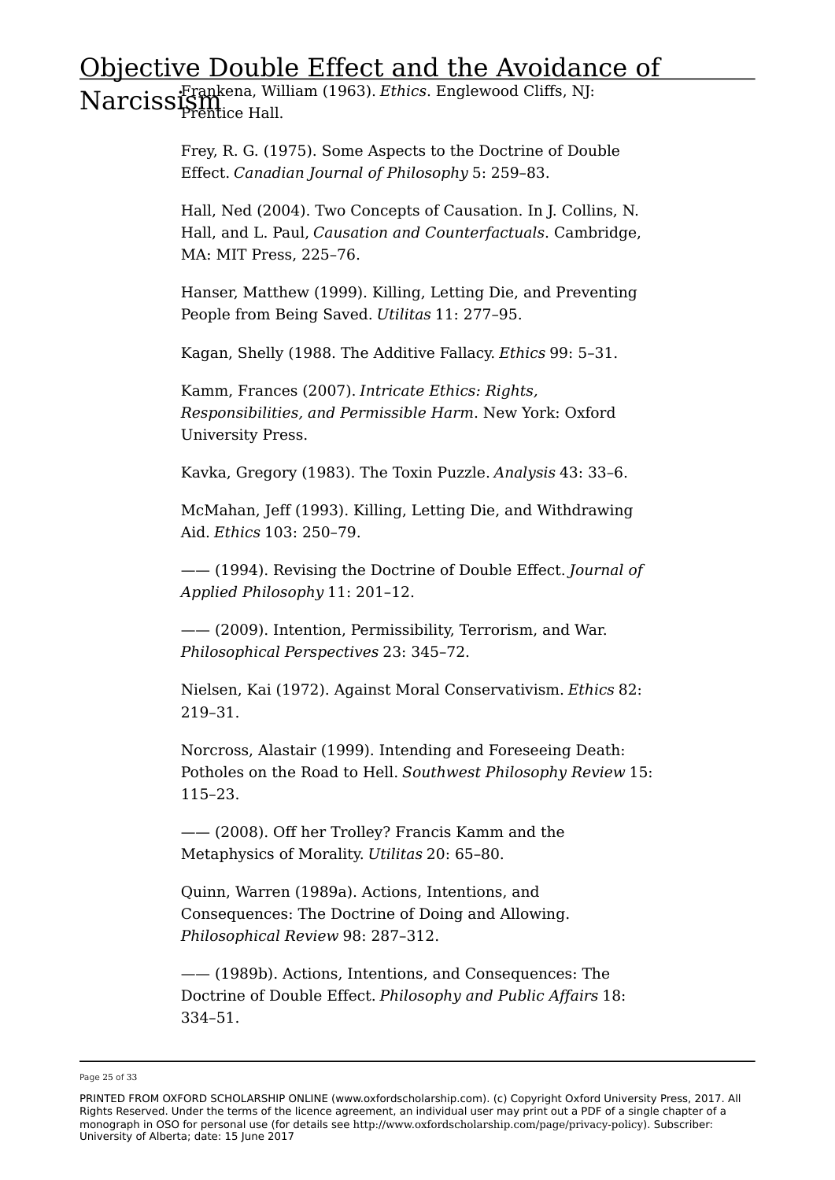Frankena, William (1963). *Ethics*. Englewood Cliffs, NJ: Prentice Hall.

Frey, R. G. (1975). Some Aspects to the Doctrine of Double Effect. *Canadian Journal of Philosophy* 5: 259–83.

Hall, Ned (2004). Two Concepts of Causation. In J. Collins, N. Hall, and L. Paul, *Causation and Counterfactuals*. Cambridge, MA: MIT Press, 225–76.

Hanser, Matthew (1999). Killing, Letting Die, and Preventing People from Being Saved. *Utilitas* 11: 277–95.

Kagan, Shelly (1988. The Additive Fallacy. *Ethics* 99: 5–31.

Kamm, Frances (2007). *Intricate Ethics: Rights, Responsibilities, and Permissible Harm*. New York: Oxford University Press.

Kavka, Gregory (1983). The Toxin Puzzle. *Analysis* 43: 33–6.

McMahan, Jeff (1993). Killing, Letting Die, and Withdrawing Aid. *Ethics* 103: 250–79.

—— (1994). Revising the Doctrine of Double Effect. *Journal of Applied Philosophy* 11: 201–12.

—— (2009). Intention, Permissibility, Terrorism, and War. *Philosophical Perspectives* 23: 345–72.

Nielsen, Kai (1972). Against Moral Conservativism. *Ethics* 82: 219–31.

Norcross, Alastair (1999). Intending and Foreseeing Death: Potholes on the Road to Hell. *Southwest Philosophy Review* 15: 115–23.

—— (2008). Off her Trolley? Francis Kamm and the Metaphysics of Morality. *Utilitas* 20: 65–80.

Quinn, Warren (1989a). Actions, Intentions, and Consequences: The Doctrine of Doing and Allowing. *Philosophical Review* 98: 287–312.

—— (1989b). Actions, Intentions, and Consequences: The Doctrine of Double Effect. *Philosophy and Public Affairs* 18: 334–51.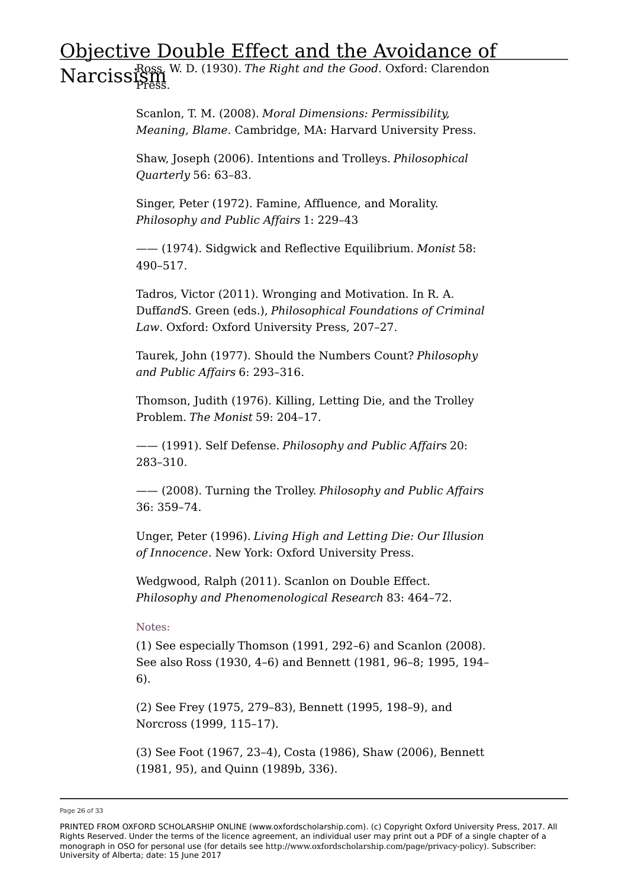Ross, W. D. (1930). *The Right and the Good*. Oxford: Clarendon Press.

Scanlon, T. M. (2008). *Moral Dimensions: Permissibility, Meaning, Blame*. Cambridge, MA: Harvard University Press.

Shaw, Joseph (2006). Intentions and Trolleys. *Philosophical Quarterly* 56: 63–83.

Singer, Peter (1972). Famine, Affluence, and Morality. *Philosophy and Public Affairs* 1: 229–43

—— (1974). Sidgwick and Reflective Equilibrium. *Monist* 58: 490–517.

Tadros, Victor (2011). Wronging and Motivation. In R. A. Duff*and*S. Green (eds.), *Philosophical Foundations of Criminal Law*. Oxford: Oxford University Press, 207–27.

Taurek, John (1977). Should the Numbers Count? *Philosophy and Public Affairs* 6: 293–316.

Thomson, Judith (1976). Killing, Letting Die, and the Trolley Problem. *The Monist* 59: 204–17.

—— (1991). Self Defense. *Philosophy and Public Affairs* 20: 283–310.

—— (2008). Turning the Trolley. *Philosophy and Public Affairs* 36: 359–74.

Unger, Peter (1996). *Living High and Letting Die: Our Illusion of Innocence*. New York: Oxford University Press.

Wedgwood, Ralph (2011). Scanlon on Double Effect. *Philosophy and Phenomenological Research* 83: 464–72.

Notes:

(1) See especially Thomson (1991, 292–6) and Scanlon (2008). See also Ross (1930, 4–6) and Bennett (1981, 96–8; 1995, 194–6).

(2) See Frey (1975, 279–83), Bennett (1995, 198–9), and Norcross (1999, 115–17).

(3) See Foot (1967, 23–4), Costa (1986), Shaw (2006), Bennett (1981, 95), and Quinn (1989b, 336).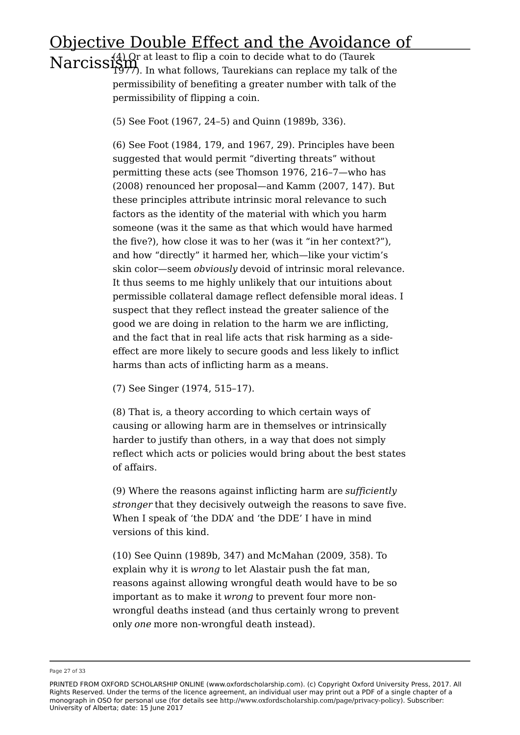(4) Or at least to flip a coin to decide what to do (Taurek 1977). In what follows, Taurekians can replace my talk of the permissibility of benefiting a greater number with talk of the permissibility of flipping a coin.

(5) See Foot (1967, 24–5) and Quinn (1989b, 336).

(6) See Foot (1984, 179, and 1967, 29). Principles have been suggested that would permit "diverting threats" without permitting these acts (see Thomson 1976, 216–7—who has (2008) renounced her proposal—and Kamm (2007, 147). But these principles attribute intrinsic moral relevance to such factors as the identity of the material with which you harm someone (was it the same as that which would have harmed the five?), how close it was to her (was it "in her context?"), and how "directly" it harmed her, which—like your victim's skin color—seem *obviously* devoid of intrinsic moral relevance. It thus seems to me highly unlikely that our intuitions about permissible collateral damage reflect defensible moral ideas. I suspect that they reflect instead the greater salience of the good we are doing in relation to the harm we are inflicting, and the fact that in real life acts that risk harming as a side-effect are more likely to secure goods and less likely to inflict harms than acts of inflicting harm as a means.

(7) See Singer (1974, 515–17).

(8) That is, a theory according to which certain ways of causing or allowing harm are in themselves or intrinsically harder to justify than others, in a way that does not simply reflect which acts or policies would bring about the best states of affairs.

(9) Where the reasons against inflicting harm are *sufficiently stronger* that they decisively outweigh the reasons to save five. When I speak of 'the DDA' and 'the DDE' I have in mind versions of this kind.

(10) See Quinn (1989b, 347) and McMahan (2009, 358). To explain why it is *wrong* to let Alastair push the fat man, reasons against allowing wrongful death would have to be so important as to make it *wrong* to prevent four more non-wrongful deaths instead (and thus certainly wrong to prevent only *one* more non-wrongful death instead).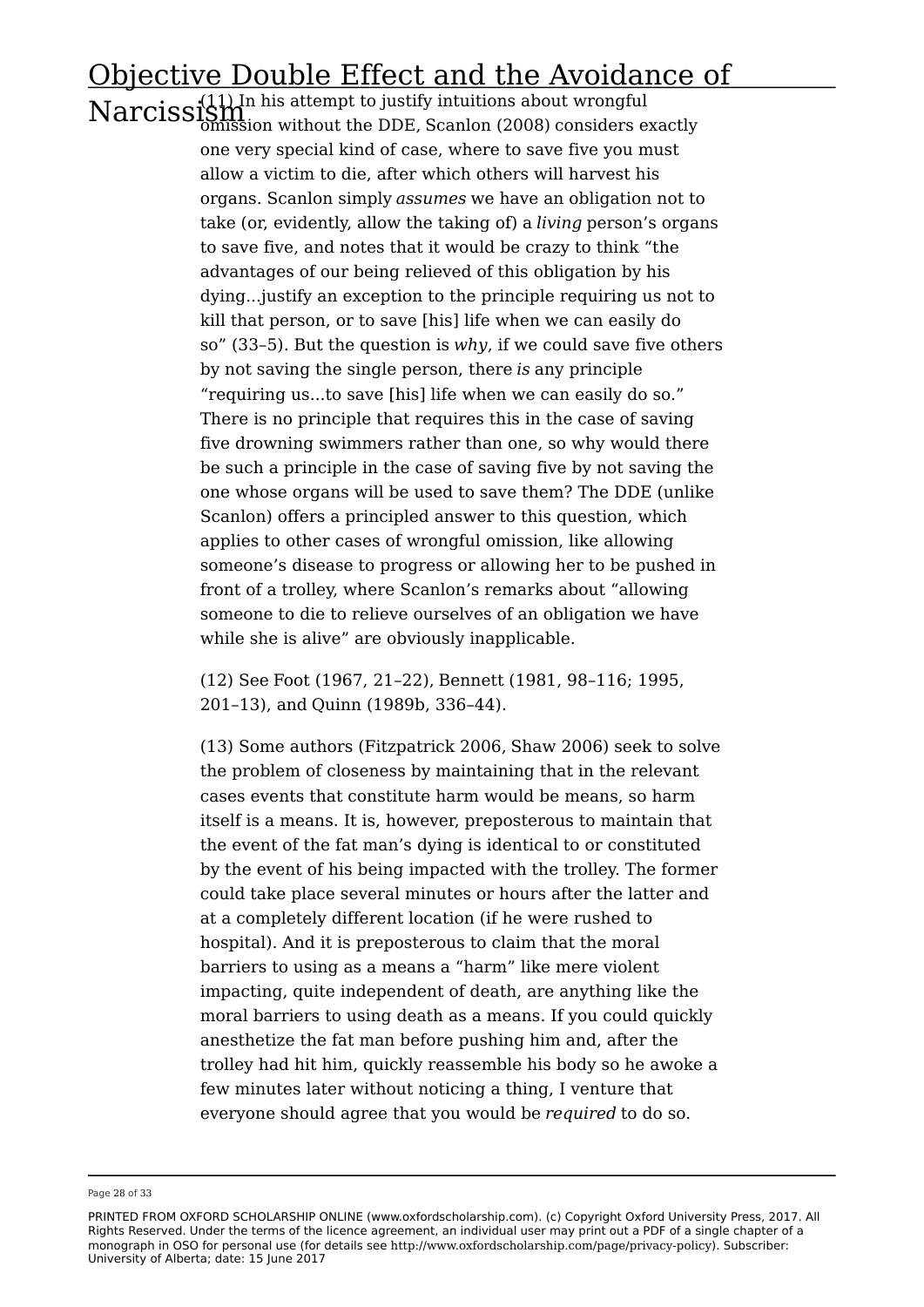(11) In his attempt to justify intuitions about wrongful omission without the DDE, Scanlon (2008) considers exactly one very special kind of case, where to save five you must allow a victim to die, after which others will harvest his organs. Scanlon simply *assumes* we have an obligation not to take (or, evidently, allow the taking of) a *living* person's organs to save five, and notes that it would be crazy to think "the advantages of our being relieved of this obligation by his dying...justify an exception to the principle requiring us not to kill that person, or to save [his] life when we can easily do so" (33–5). But the question is *why*, if we could save five others by not saving the single person, there *is* any principle "requiring us...to save [his] life when we can easily do so." There is no principle that requires this in the case of saving five drowning swimmers rather than one, so why would there be such a principle in the case of saving five by not saving the one whose organs will be used to save them? The DDE (unlike Scanlon) offers a principled answer to this question, which applies to other cases of wrongful omission, like allowing someone's disease to progress or allowing her to be pushed in front of a trolley, where Scanlon's remarks about "allowing someone to die to relieve ourselves of an obligation we have while she is alive" are obviously inapplicable.

(12) See Foot (1967, 21–22), Bennett (1981, 98–116; 1995, 201–13), and Quinn (1989b, 336–44).

(13) Some authors (Fitzpatrick 2006, Shaw 2006) seek to solve the problem of closeness by maintaining that in the relevant cases events that constitute harm would be means, so harm itself is a means. It is, however, preposterous to maintain that the event of the fat man's dying is identical to or constituted by the event of his being impacted with the trolley. The former could take place several minutes or hours after the latter and at a completely different location (if he were rushed to hospital). And it is preposterous to claim that the moral barriers to using as a means a "harm" like mere violent impacting, quite independent of death, are anything like the moral barriers to using death as a means. If you could quickly anesthetize the fat man before pushing him and, after the trolley had hit him, quickly reassemble his body so he awoke a few minutes later without noticing a thing, I venture that everyone should agree that you would be *required* to do so.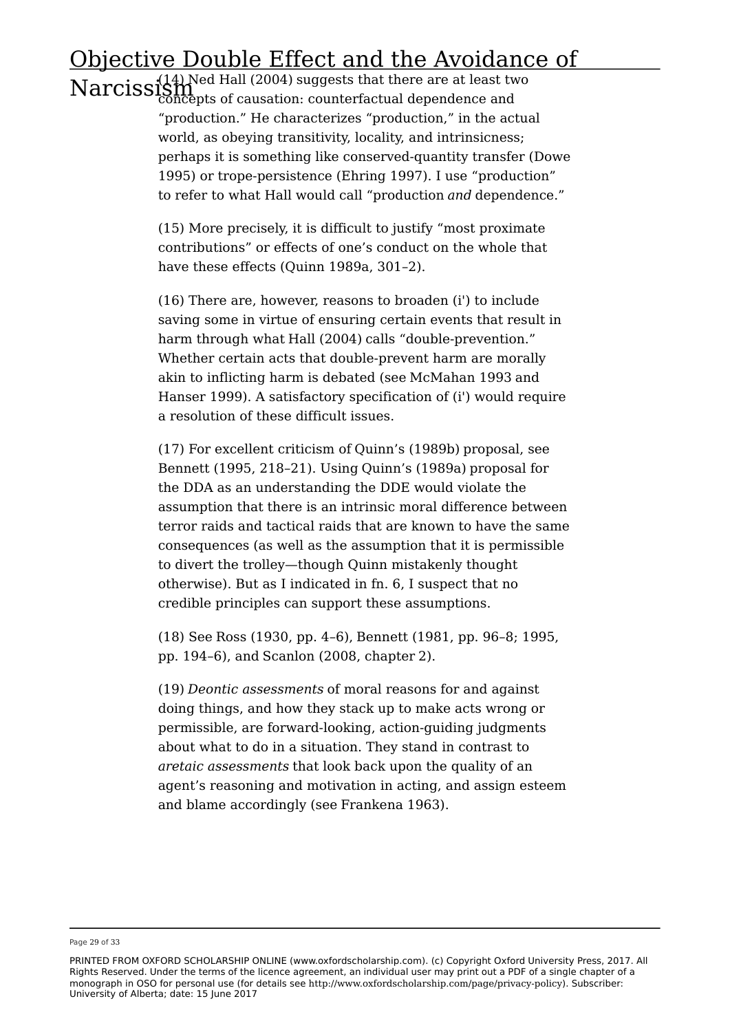(14) Ned Hall (2004) suggests that there are at least two concepts of causation: counterfactual dependence and "production." He characterizes "production," in the actual world, as obeying transitivity, locality, and intrinsicness; perhaps it is something like conserved-quantity transfer (Dowe 1995) or trope-persistence (Ehring 1997). I use "production" to refer to what Hall would call "production *and* dependence."

(15) More precisely, it is difficult to justify "most proximate contributions" or effects of one's conduct on the whole that have these effects (Quinn 1989a, 301–2).

(16) There are, however, reasons to broaden (i') to include saving some in virtue of ensuring certain events that result in harm through what Hall (2004) calls "double-prevention." Whether certain acts that double-prevent harm are morally akin to inflicting harm is debated (see McMahan 1993 and Hanser 1999). A satisfactory specification of (i') would require a resolution of these difficult issues.

(17) For excellent criticism of Quinn's (1989b) proposal, see Bennett (1995, 218–21). Using Quinn's (1989a) proposal for the DDA as an understanding the DDE would violate the assumption that there is an intrinsic moral difference between terror raids and tactical raids that are known to have the same consequences (as well as the assumption that it is permissible to divert the trolley—though Quinn mistakenly thought otherwise). But as I indicated in fn. 6, I suspect that no credible principles can support these assumptions.

(18) See Ross (1930, pp. 4–6), Bennett (1981, pp. 96–8; 1995, pp. 194–6), and Scanlon (2008, chapter 2).

(19) *Deontic assessments* of moral reasons for and against doing things, and how they stack up to make acts wrong or permissible, are forward-looking, action-guiding judgments about what to do in a situation. They stand in contrast to *aretaic assessments* that look back upon the quality of an agent's reasoning and motivation in acting, and assign esteem and blame accordingly (see Frankena 1963).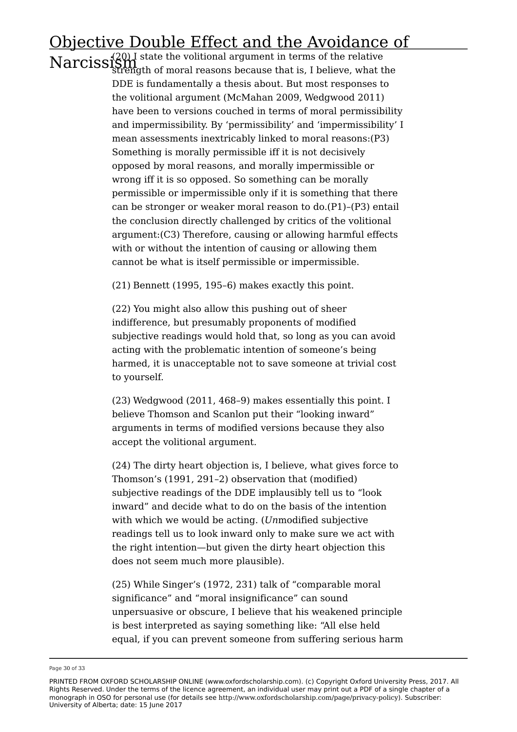(20) I state the volitional argument in terms of the relative strength of moral reasons because that is, I believe, what the DDE is fundamentally a thesis about. But most responses to the volitional argument (McMahan 2009, Wedgwood 2011) have been to versions couched in terms of moral permissibility and impermissibility. By 'permissibility' and 'impermissibility' I mean assessments inextricably linked to moral reasons:(P3) Something is morally permissible iff it is not decisively opposed by moral reasons, and morally impermissible or wrong iff it is so opposed. So something can be morally permissible or impermissible only if it is something that there can be stronger or weaker moral reason to do.(P1)–(P3) entail the conclusion directly challenged by critics of the volitional argument:(C3) Therefore, causing or allowing harmful effects with or without the intention of causing or allowing them cannot be what is itself permissible or impermissible.

(21) Bennett (1995, 195–6) makes exactly this point.

(22) You might also allow this pushing out of sheer indifference, but presumably proponents of modified subjective readings would hold that, so long as you can avoid acting with the problematic intention of someone's being harmed, it is unacceptable not to save someone at trivial cost to yourself.

(23) Wedgwood (2011, 468–9) makes essentially this point. I believe Thomson and Scanlon put their "looking inward" arguments in terms of modified versions because they also accept the volitional argument.

(24) The dirty heart objection is, I believe, what gives force to Thomson's (1991, 291–2) observation that (modified) subjective readings of the DDE implausibly tell us to "look inward" and decide what to do on the basis of the intention with which we would be acting. (*Un*modified subjective readings tell us to look inward only to make sure we act with the right intention—but given the dirty heart objection this does not seem much more plausible).

(25) While Singer's (1972, 231) talk of "comparable moral significance" and "moral insignificance" can sound unpersuasive or obscure, I believe that his weakened principle is best interpreted as saying something like: "All else held equal, if you can prevent someone from suffering serious harm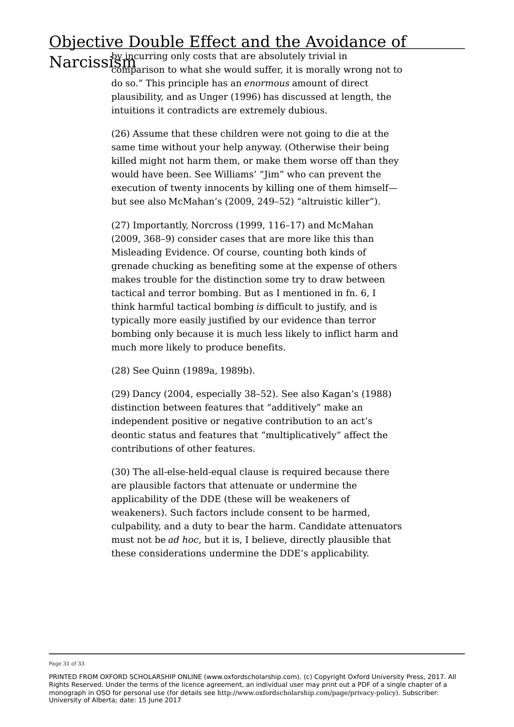by incurring only costs that are absolutely trivial in comparison to what she would suffer, it is morally wrong not to do so." This principle has an *enormous* amount of direct plausibility, and as Unger (1996) has discussed at length, the intuitions it contradicts are extremely dubious.

(26) Assume that these children were not going to die at the same time without your help anyway. (Otherwise their being killed might not harm them, or make them worse off than they would have been. See Williams' "Jim" who can prevent the execution of twenty innocents by killing one of them himself—but see also McMahan's (2009, 249–52) "altruistic killer").

(27) Importantly, Norcross (1999, 116–17) and McMahan (2009, 368–9) consider cases that are more like this than Misleading Evidence. Of course, counting both kinds of grenade chucking as benefiting some at the expense of others makes trouble for the distinction some try to draw between tactical and terror bombing. But as I mentioned in fn. 6, I think harmful tactical bombing *is* difficult to justify, and is typically more easily justified by our evidence than terror bombing only because it is much less likely to inflict harm and much more likely to produce benefits.

(28) See Quinn (1989a, 1989b).

(29) Dancy (2004, especially 38–52). See also Kagan's (1988) distinction between features that "additively" make an independent positive or negative contribution to an act's deontic status and features that "multiplicatively" affect the contributions of other features.

(30) The all-else-held-equal clause is required because there are plausible factors that attenuate or undermine the applicability of the DDE (these will be weakeners of weakeners). Such factors include consent to be harmed, culpability, and a duty to bear the harm. Candidate attenuators must not be *ad hoc*, but it is, I believe, directly plausible that these considerations undermine the DDE's applicability.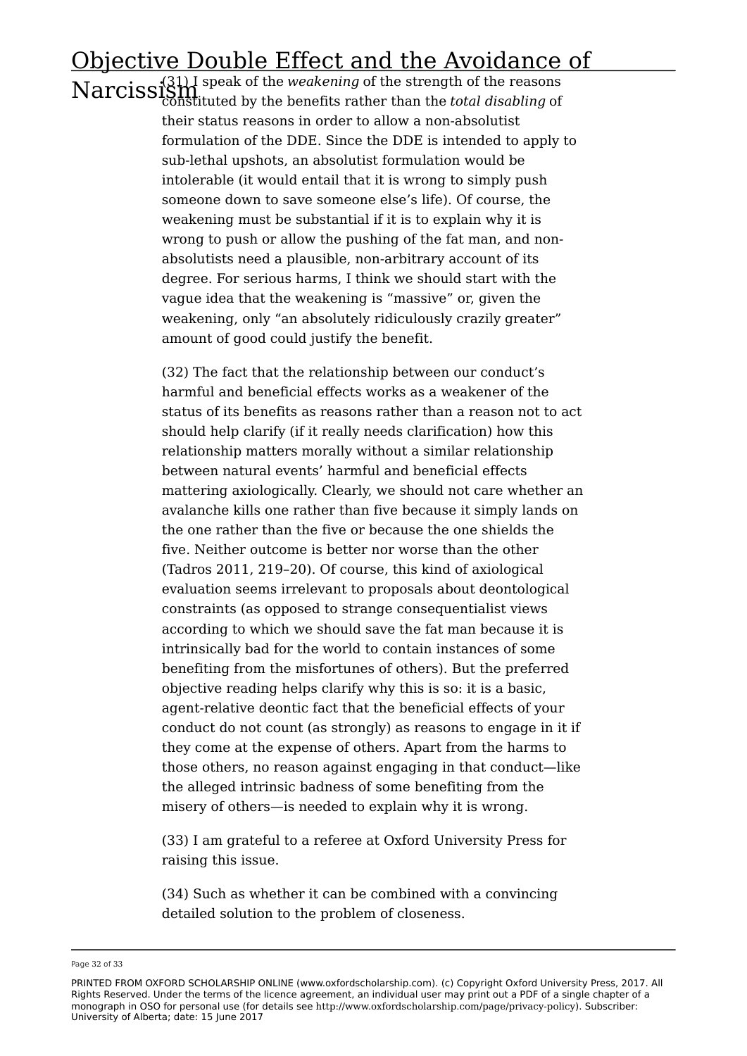(31) I speak of the *weakening* of the strength of the reasons constituted by the benefits rather than the *total disabling* of their status reasons in order to allow a non-absolutist formulation of the DDE. Since the DDE is intended to apply to sub-lethal upshots, an absolutist formulation would be intolerable (it would entail that it is wrong to simply push someone down to save someone else's life). Of course, the weakening must be substantial if it is to explain why it is wrong to push or allow the pushing of the fat man, and non-absolutists need a plausible, non-arbitrary account of its degree. For serious harms, I think we should start with the vague idea that the weakening is "massive" or, given the weakening, only "an absolutely ridiculously crazily greater" amount of good could justify the benefit.

(32) The fact that the relationship between our conduct's harmful and beneficial effects works as a weakener of the status of its benefits as reasons rather than a reason not to act should help clarify (if it really needs clarification) how this relationship matters morally without a similar relationship between natural events' harmful and beneficial effects mattering axiologically. Clearly, we should not care whether an avalanche kills one rather than five because it simply lands on the one rather than the five or because the one shields the five. Neither outcome is better nor worse than the other (Tadros 2011, 219–20). Of course, this kind of axiological evaluation seems irrelevant to proposals about deontological constraints (as opposed to strange consequentialist views according to which we should save the fat man because it is intrinsically bad for the world to contain instances of some benefiting from the misfortunes of others). But the preferred objective reading helps clarify why this is so: it is a basic, agent-relative deontic fact that the beneficial effects of your conduct do not count (as strongly) as reasons to engage in it if they come at the expense of others. Apart from the harms to those others, no reason against engaging in that conduct—like the alleged intrinsic badness of some benefiting from the misery of others—is needed to explain why it is wrong.

(33) I am grateful to a referee at Oxford University Press for raising this issue.

(34) Such as whether it can be combined with a convincing detailed solution to the problem of closeness.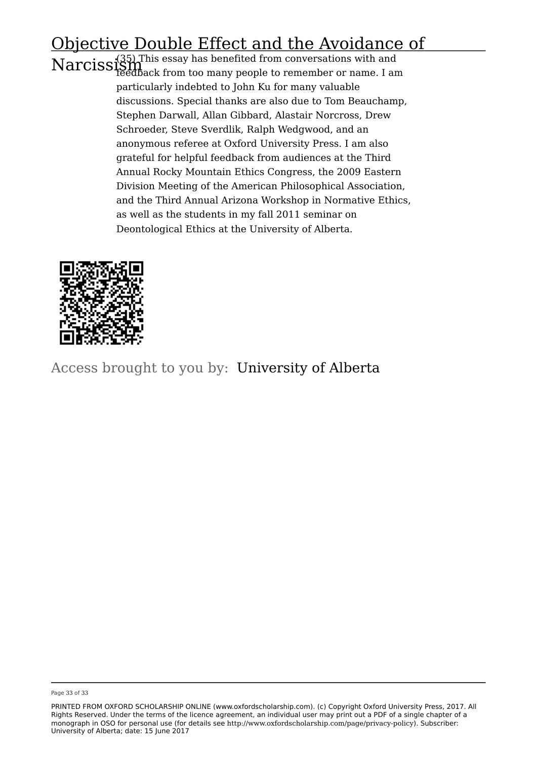(35) This essay has benefited from conversations with and feedback from too many people to remember or name. I am particularly indebted to John Ku for many valuable discussions. Special thanks are also due to Tom Beauchamp, Stephen Darwall, Allan Gibbard, Alastair Norcross, Drew Schroeder, Steve Sverdlik, Ralph Wedgwood, and an anonymous referee at Oxford University Press. I am also grateful for helpful feedback from audiences at the Third Annual Rocky Mountain Ethics Congress, the 2009 Eastern Division Meeting of the American Philosophical Association, and the Third Annual Arizona Workshop in Normative Ethics, as well as the students in my fall 2011 seminar on Deontological Ethics at the University of Alberta.